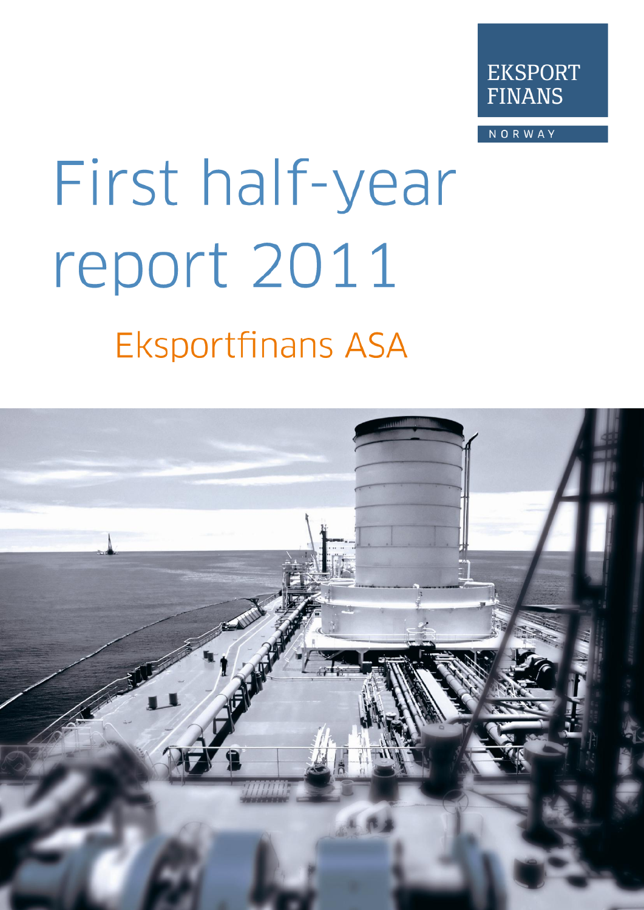EKSPORT
FINANS

NORWAY

# First half-year report 2011

## Eksportfinans ASA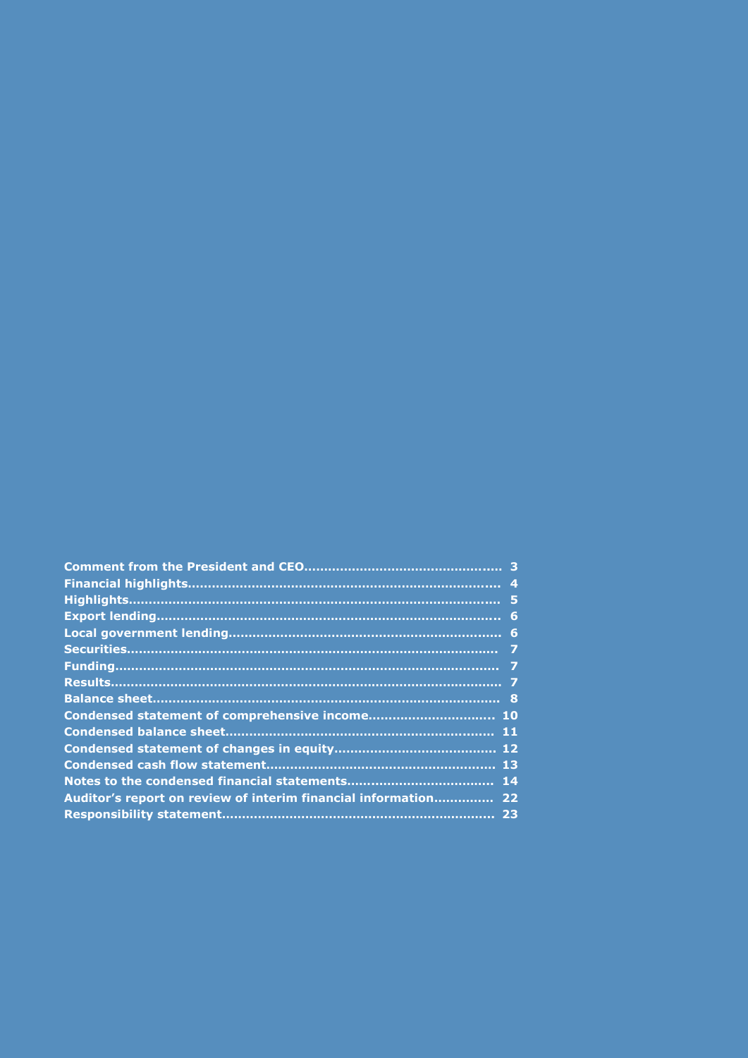| | |
|---|---|
| **Comment from the President and CEO** | **3** |
| **Financial highlights** | **4** |
| **Highlights** | **5** |
| **Export lending** | **6** |
| **Local government lending** | **6** |
| **Securities** | **7** |
| **Funding** | **7** |
| **Results** | **7** |
| **Balance sheet** | **8** |
| **Condensed statement of comprehensive income** | **10** |
| **Condensed balance sheet** | **11** |
| **Condensed statement of changes in equity** | **12** |
| **Condensed cash flow statement** | **13** |
| **Notes to the condensed financial statements** | **14** |
| **Auditor's report on review of interim financial information** | **22** |
| **Responsibility statement** | **23** |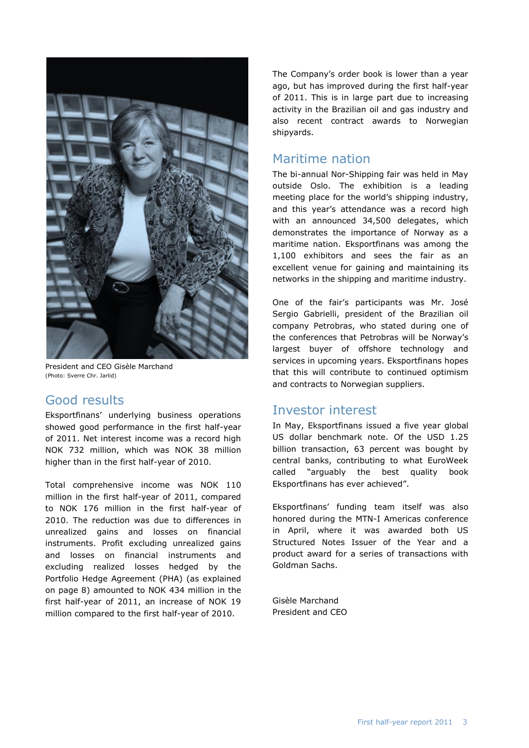President and CEO Gisèle Marchand
(Photo: Sverre Chr. Jarlid)

## Good results

Eksportfinans' underlying business operations showed good performance in the first half-year of 2011. Net interest income was a record high NOK 732 million, which was NOK 38 million higher than in the first half-year of 2010.

Total comprehensive income was NOK 110 million in the first half-year of 2011, compared to NOK 176 million in the first half-year of 2010. The reduction was due to differences in unrealized gains and losses on financial instruments. Profit excluding unrealized gains and losses on financial instruments and excluding realized losses hedged by the Portfolio Hedge Agreement (PHA) (as explained on page 8) amounted to NOK 434 million in the first half-year of 2011, an increase of NOK 19 million compared to the first half-year of 2010.

The Company's order book is lower than a year ago, but has improved during the first half-year of 2011. This is in large part due to increasing activity in the Brazilian oil and gas industry and also recent contract awards to Norwegian shipyards.

## Maritime nation

The bi-annual Nor-Shipping fair was held in May outside Oslo. The exhibition is a leading meeting place for the world's shipping industry, and this year's attendance was a record high with an announced 34,500 delegates, which demonstrates the importance of Norway as a maritime nation. Eksportfinans was among the 1,100 exhibitors and sees the fair as an excellent venue for gaining and maintaining its networks in the shipping and maritime industry.

One of the fair's participants was Mr. José Sergio Gabrielli, president of the Brazilian oil company Petrobras, who stated during one of the conferences that Petrobras will be Norway's largest buyer of offshore technology and services in upcoming years. Eksportfinans hopes that this will contribute to continued optimism and contracts to Norwegian suppliers.

## Investor interest

In May, Eksportfinans issued a five year global US dollar benchmark note. Of the USD 1.25 billion transaction, 63 percent was bought by central banks, contributing to what EuroWeek called "arguably the best quality book Eksportfinans has ever achieved".

Eksportfinans' funding team itself was also honored during the MTN-I Americas conference in April, where it was awarded both US Structured Notes Issuer of the Year and a product award for a series of transactions with Goldman Sachs.

Gisèle Marchand
President and CEO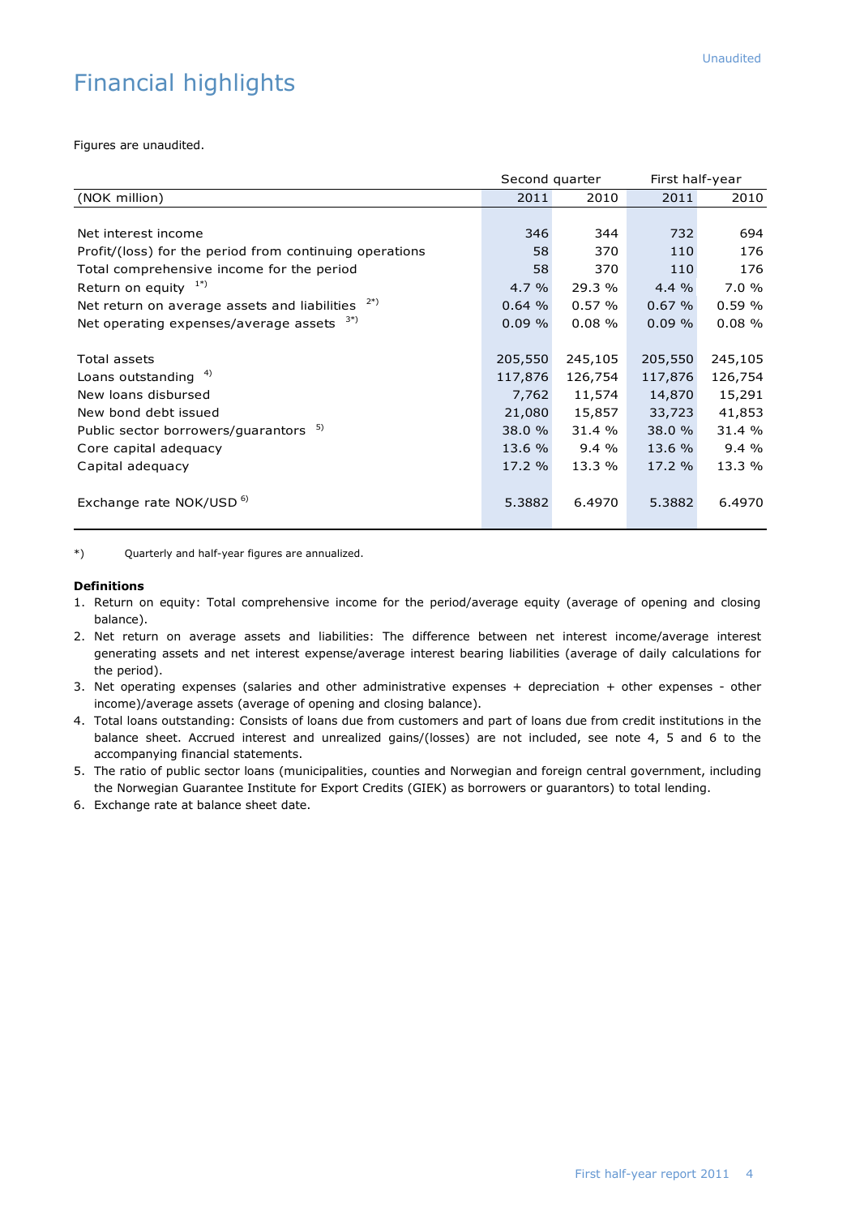# Financial highlights

Figures are unaudited.

| | Second quarter | | First half-year | |
|---|---|---|---|---|
| (NOK million) | 2011 | 2010 | 2011 | 2010 |
| Net interest income | 346 | 344 | 732 | 694 |
| Profit/(loss) for the period from continuing operations | 58 | 370 | 110 | 176 |
| Total comprehensive income for the period | 58 | 370 | 110 | 176 |
| Return on equity [1*)] | 4.7 % | 29.3 % | 4.4 % | 7.0 % |
| Net return on average assets and liabilities [2*)] | 0.64 % | 0.57 % | 0.67 % | 0.59 % |
| Net operating expenses/average assets [3*)] | 0.09 % | 0.08 % | 0.09 % | 0.08 % |
| Total assets | 205,550 | 245,105 | 205,550 | 245,105 |
| Loans outstanding [4)] | 117,876 | 126,754 | 117,876 | 126,754 |
| New loans disbursed | 7,762 | 11,574 | 14,870 | 15,291 |
| New bond debt issued | 21,080 | 15,857 | 33,723 | 41,853 |
| Public sector borrowers/guarantors [5)] | 38.0 % | 31.4 % | 38.0 % | 31.4 % |
| Core capital adequacy | 13.6 % | 9.4 % | 13.6 % | 9.4 % |
| Capital adequacy | 17.2 % | 13.3 % | 17.2 % | 13.3 % |
| Exchange rate NOK/USD [6)] | 5.3882 | 6.4970 | 5.3882 | 6.4970 |

*) Quarterly and half-year figures are annualized.

**Definitions**

1. Return on equity: Total comprehensive income for the period/average equity (average of opening and closing balance).
2. Net return on average assets and liabilities: The difference between net interest income/average interest generating assets and net interest expense/average interest bearing liabilities (average of daily calculations for the period).
3. Net operating expenses (salaries and other administrative expenses + depreciation + other expenses - other income)/average assets (average of opening and closing balance).
4. Total loans outstanding: Consists of loans due from customers and part of loans due from credit institutions in the balance sheet. Accrued interest and unrealized gains/(losses) are not included, see note 4, 5 and 6 to the accompanying financial statements.
5. The ratio of public sector loans (municipalities, counties and Norwegian and foreign central government, including the Norwegian Guarantee Institute for Export Credits (GIEK) as borrowers or guarantors) to total lending.
6. Exchange rate at balance sheet date.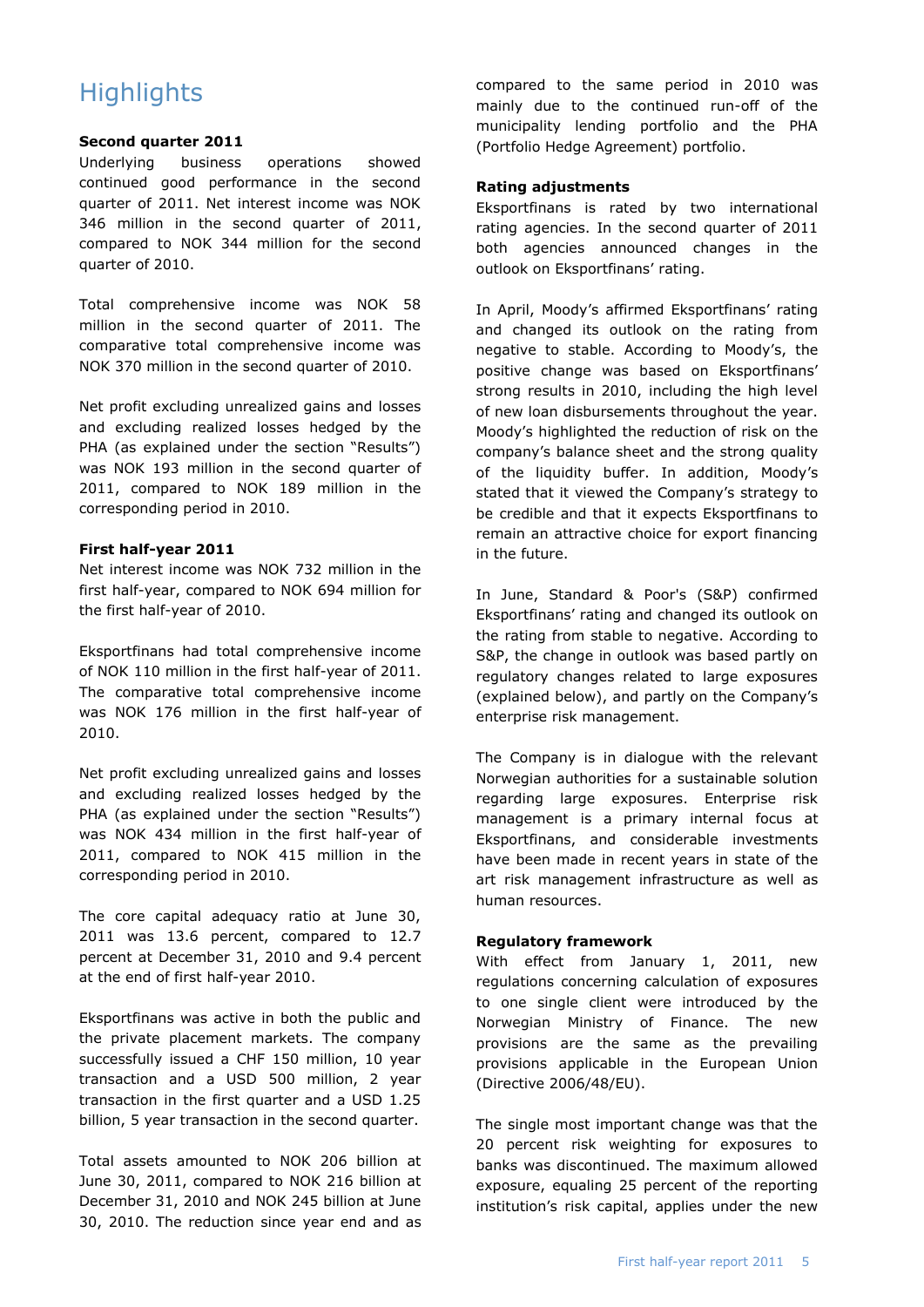# Highlights

**Second quarter 2011**

Underlying business operations showed continued good performance in the second quarter of 2011. Net interest income was NOK 346 million in the second quarter of 2011, compared to NOK 344 million for the second quarter of 2010.

Total comprehensive income was NOK 58 million in the second quarter of 2011. The comparative total comprehensive income was NOK 370 million in the second quarter of 2010.

Net profit excluding unrealized gains and losses and excluding realized losses hedged by the PHA (as explained under the section "Results") was NOK 193 million in the second quarter of 2011, compared to NOK 189 million in the corresponding period in 2010.

**First half-year 2011**

Net interest income was NOK 732 million in the first half-year, compared to NOK 694 million for the first half-year of 2010.

Eksportfinans had total comprehensive income of NOK 110 million in the first half-year of 2011. The comparative total comprehensive income was NOK 176 million in the first half-year of 2010.

Net profit excluding unrealized gains and losses and excluding realized losses hedged by the PHA (as explained under the section "Results") was NOK 434 million in the first half-year of 2011, compared to NOK 415 million in the corresponding period in 2010.

The core capital adequacy ratio at June 30, 2011 was 13.6 percent, compared to 12.7 percent at December 31, 2010 and 9.4 percent at the end of first half-year 2010.

Eksportfinans was active in both the public and the private placement markets. The company successfully issued a CHF 150 million, 10 year transaction and a USD 500 million, 2 year transaction in the first quarter and a USD 1.25 billion, 5 year transaction in the second quarter.

Total assets amounted to NOK 206 billion at June 30, 2011, compared to NOK 216 billion at December 31, 2010 and NOK 245 billion at June 30, 2010. The reduction since year end and as compared to the same period in 2010 was mainly due to the continued run-off of the municipality lending portfolio and the PHA (Portfolio Hedge Agreement) portfolio.

**Rating adjustments**

Eksportfinans is rated by two international rating agencies. In the second quarter of 2011 both agencies announced changes in the outlook on Eksportfinans' rating.

In April, Moody's affirmed Eksportfinans' rating and changed its outlook on the rating from negative to stable. According to Moody's, the positive change was based on Eksportfinans' strong results in 2010, including the high level of new loan disbursements throughout the year. Moody's highlighted the reduction of risk on the company's balance sheet and the strong quality of the liquidity buffer. In addition, Moody's stated that it viewed the Company's strategy to be credible and that it expects Eksportfinans to remain an attractive choice for export financing in the future.

In June, Standard & Poor's (S&P) confirmed Eksportfinans' rating and changed its outlook on the rating from stable to negative. According to S&P, the change in outlook was based partly on regulatory changes related to large exposures (explained below), and partly on the Company's enterprise risk management.

The Company is in dialogue with the relevant Norwegian authorities for a sustainable solution regarding large exposures. Enterprise risk management is a primary internal focus at Eksportfinans, and considerable investments have been made in recent years in state of the art risk management infrastructure as well as human resources.

**Regulatory framework**

With effect from January 1, 2011, new regulations concerning calculation of exposures to one single client were introduced by the Norwegian Ministry of Finance. The new provisions are the same as the prevailing provisions applicable in the European Union (Directive 2006/48/EU).

The single most important change was that the 20 percent risk weighting for exposures to banks was discontinued. The maximum allowed exposure, equaling 25 percent of the reporting institution's risk capital, applies under the new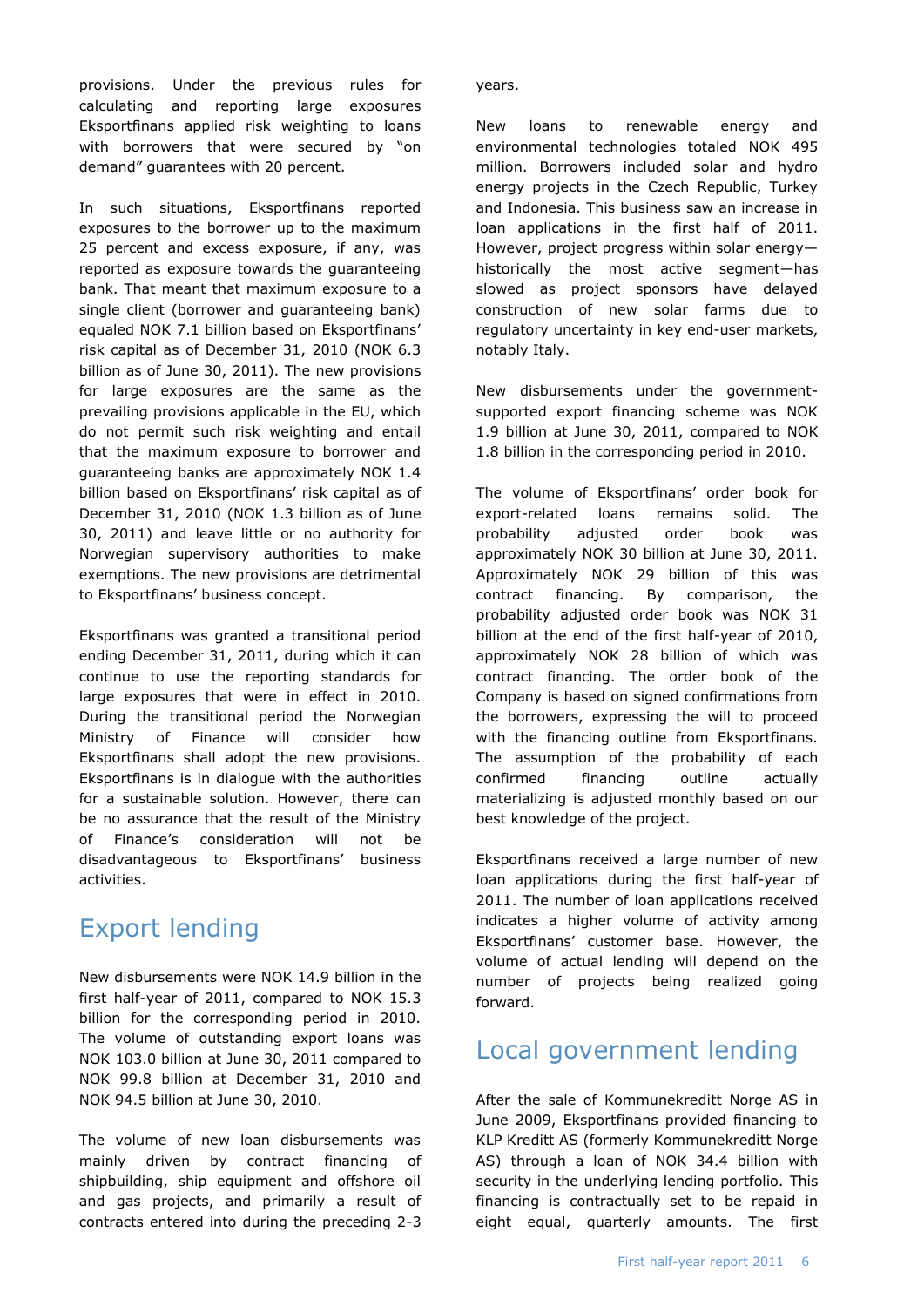provisions. Under the previous rules for calculating and reporting large exposures Eksportfinans applied risk weighting to loans with borrowers that were secured by "on demand" guarantees with 20 percent.

In such situations, Eksportfinans reported exposures to the borrower up to the maximum 25 percent and excess exposure, if any, was reported as exposure towards the guaranteeing bank. That meant that maximum exposure to a single client (borrower and guaranteeing bank) equaled NOK 7.1 billion based on Eksportfinans' risk capital as of December 31, 2010 (NOK 6.3 billion as of June 30, 2011). The new provisions for large exposures are the same as the prevailing provisions applicable in the EU, which do not permit such risk weighting and entail that the maximum exposure to borrower and guaranteeing banks are approximately NOK 1.4 billion based on Eksportfinans' risk capital as of December 31, 2010 (NOK 1.3 billion as of June 30, 2011) and leave little or no authority for Norwegian supervisory authorities to make exemptions. The new provisions are detrimental to Eksportfinans' business concept.

Eksportfinans was granted a transitional period ending December 31, 2011, during which it can continue to use the reporting standards for large exposures that were in effect in 2010. During the transitional period the Norwegian Ministry of Finance will consider how Eksportfinans shall adopt the new provisions. Eksportfinans is in dialogue with the authorities for a sustainable solution. However, there can be no assurance that the result of the Ministry of Finance's consideration will not be disadvantageous to Eksportfinans' business activities.

## Export lending

New disbursements were NOK 14.9 billion in the first half-year of 2011, compared to NOK 15.3 billion for the corresponding period in 2010. The volume of outstanding export loans was NOK 103.0 billion at June 30, 2011 compared to NOK 99.8 billion at December 31, 2010 and NOK 94.5 billion at June 30, 2010.

The volume of new loan disbursements was mainly driven by contract financing of shipbuilding, ship equipment and offshore oil and gas projects, and primarily a result of contracts entered into during the preceding 2-3 years.

New loans to renewable energy and environmental technologies totaled NOK 495 million. Borrowers included solar and hydro energy projects in the Czech Republic, Turkey and Indonesia. This business saw an increase in loan applications in the first half of 2011. However, project progress within solar energy—historically the most active segment—has slowed as project sponsors have delayed construction of new solar farms due to regulatory uncertainty in key end-user markets, notably Italy.

New disbursements under the government-supported export financing scheme was NOK 1.9 billion at June 30, 2011, compared to NOK 1.8 billion in the corresponding period in 2010.

The volume of Eksportfinans' order book for export-related loans remains solid. The probability adjusted order book was approximately NOK 30 billion at June 30, 2011. Approximately NOK 29 billion of this was contract financing. By comparison, the probability adjusted order book was NOK 31 billion at the end of the first half-year of 2010, approximately NOK 28 billion of which was contract financing. The order book of the Company is based on signed confirmations from the borrowers, expressing the will to proceed with the financing outline from Eksportfinans. The assumption of the probability of each confirmed financing outline actually materializing is adjusted monthly based on our best knowledge of the project.

Eksportfinans received a large number of new loan applications during the first half-year of 2011. The number of loan applications received indicates a higher volume of activity among Eksportfinans' customer base. However, the volume of actual lending will depend on the number of projects being realized going forward.

## Local government lending

After the sale of Kommunekreditt Norge AS in June 2009, Eksportfinans provided financing to KLP Kreditt AS (formerly Kommunekreditt Norge AS) through a loan of NOK 34.4 billion with security in the underlying lending portfolio. This financing is contractually set to be repaid in eight equal, quarterly amounts. The first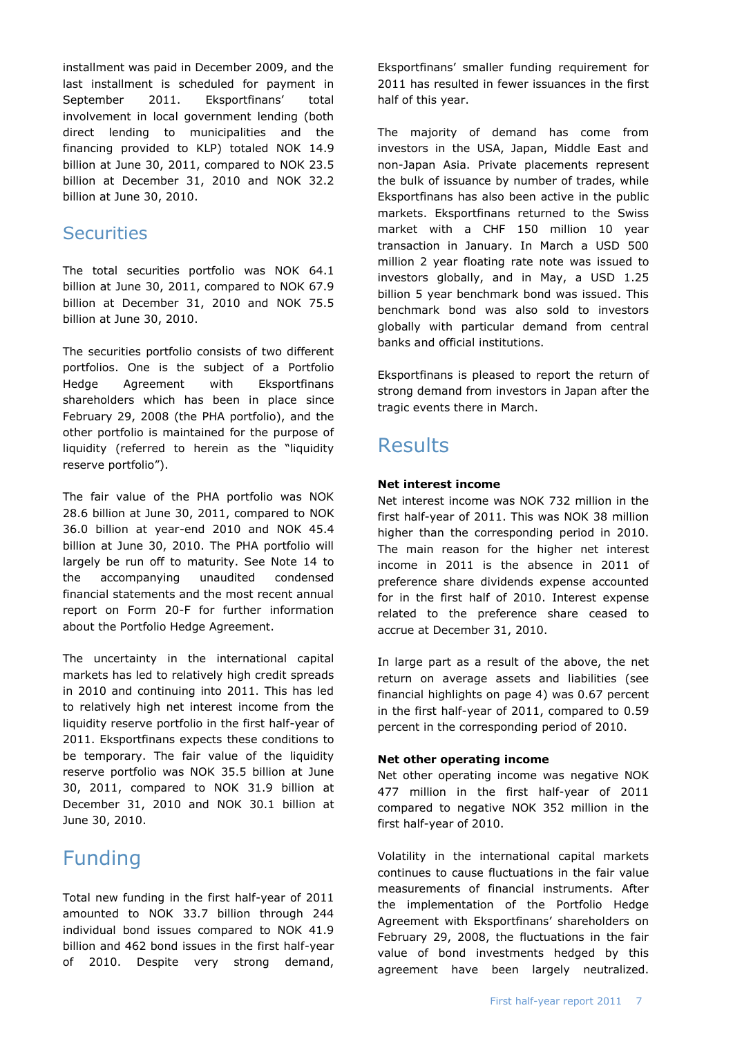installment was paid in December 2009, and the last installment is scheduled for payment in September 2011. Eksportfinans' total involvement in local government lending (both direct lending to municipalities and the financing provided to KLP) totaled NOK 14.9 billion at June 30, 2011, compared to NOK 23.5 billion at December 31, 2010 and NOK 32.2 billion at June 30, 2010.

## Securities

The total securities portfolio was NOK 64.1 billion at June 30, 2011, compared to NOK 67.9 billion at December 31, 2010 and NOK 75.5 billion at June 30, 2010.

The securities portfolio consists of two different portfolios. One is the subject of a Portfolio Hedge Agreement with Eksportfinans shareholders which has been in place since February 29, 2008 (the PHA portfolio), and the other portfolio is maintained for the purpose of liquidity (referred to herein as the "liquidity reserve portfolio").

The fair value of the PHA portfolio was NOK 28.6 billion at June 30, 2011, compared to NOK 36.0 billion at year-end 2010 and NOK 45.4 billion at June 30, 2010. The PHA portfolio will largely be run off to maturity. See Note 14 to the accompanying unaudited condensed financial statements and the most recent annual report on Form 20-F for further information about the Portfolio Hedge Agreement.

The uncertainty in the international capital markets has led to relatively high credit spreads in 2010 and continuing into 2011. This has led to relatively high net interest income from the liquidity reserve portfolio in the first half-year of 2011. Eksportfinans expects these conditions to be temporary. The fair value of the liquidity reserve portfolio was NOK 35.5 billion at June 30, 2011, compared to NOK 31.9 billion at December 31, 2010 and NOK 30.1 billion at June 30, 2010.

## Funding

Total new funding in the first half-year of 2011 amounted to NOK 33.7 billion through 244 individual bond issues compared to NOK 41.9 billion and 462 bond issues in the first half-year of 2010. Despite very strong demand, Eksportfinans' smaller funding requirement for 2011 has resulted in fewer issuances in the first half of this year.

The majority of demand has come from investors in the USA, Japan, Middle East and non-Japan Asia. Private placements represent the bulk of issuance by number of trades, while Eksportfinans has also been active in the public markets. Eksportfinans returned to the Swiss market with a CHF 150 million 10 year transaction in January. In March a USD 500 million 2 year floating rate note was issued to investors globally, and in May, a USD 1.25 billion 5 year benchmark bond was issued. This benchmark bond was also sold to investors globally with particular demand from central banks and official institutions.

Eksportfinans is pleased to report the return of strong demand from investors in Japan after the tragic events there in March.

## Results

**Net interest income**

Net interest income was NOK 732 million in the first half-year of 2011. This was NOK 38 million higher than the corresponding period in 2010. The main reason for the higher net interest income in 2011 is the absence in 2011 of preference share dividends expense accounted for in the first half of 2010. Interest expense related to the preference share ceased to accrue at December 31, 2010.

In large part as a result of the above, the net return on average assets and liabilities (see financial highlights on page 4) was 0.67 percent in the first half-year of 2011, compared to 0.59 percent in the corresponding period of 2010.

**Net other operating income**

Net other operating income was negative NOK 477 million in the first half-year of 2011 compared to negative NOK 352 million in the first half-year of 2010.

Volatility in the international capital markets continues to cause fluctuations in the fair value measurements of financial instruments. After the implementation of the Portfolio Hedge Agreement with Eksportfinans' shareholders on February 29, 2008, the fluctuations in the fair value of bond investments hedged by this agreement have been largely neutralized.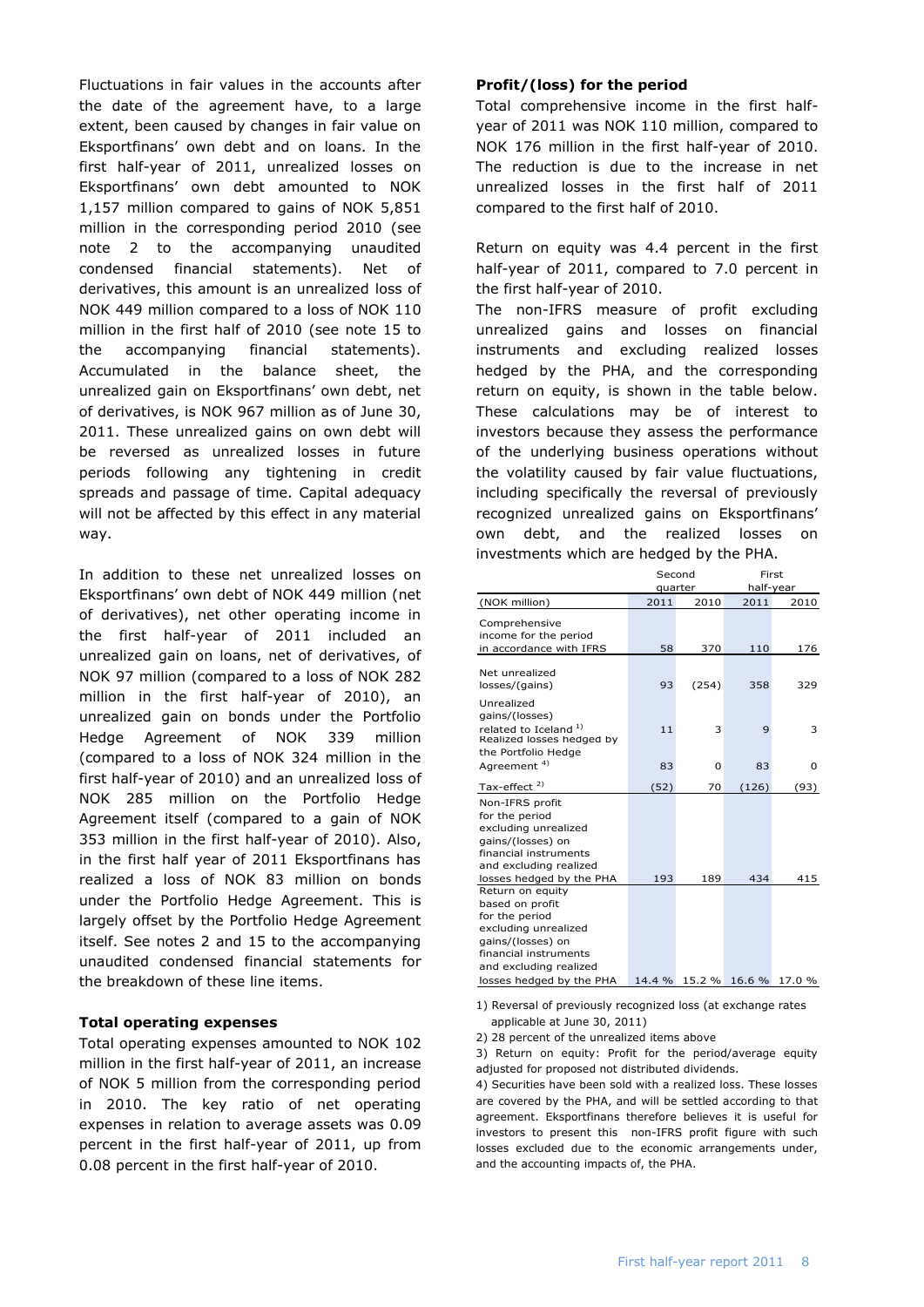Fluctuations in fair values in the accounts after the date of the agreement have, to a large extent, been caused by changes in fair value on Eksportfinans' own debt and on loans. In the first half-year of 2011, unrealized losses on Eksportfinans' own debt amounted to NOK 1,157 million compared to gains of NOK 5,851 million in the corresponding period 2010 (see note 2 to the accompanying unaudited condensed financial statements). Net of derivatives, this amount is an unrealized loss of NOK 449 million compared to a loss of NOK 110 million in the first half of 2010 (see note 15 to the accompanying financial statements). Accumulated in the balance sheet, the unrealized gain on Eksportfinans' own debt, net of derivatives, is NOK 967 million as of June 30, 2011. These unrealized gains on own debt will be reversed as unrealized losses in future periods following any tightening in credit spreads and passage of time. Capital adequacy will not be affected by this effect in any material way.

In addition to these net unrealized losses on Eksportfinans' own debt of NOK 449 million (net of derivatives), net other operating income in the first half-year of 2011 included an unrealized gain on loans, net of derivatives, of NOK 97 million (compared to a loss of NOK 282 million in the first half-year of 2010), an unrealized gain on bonds under the Portfolio Hedge Agreement of NOK 339 million (compared to a loss of NOK 324 million in the first half-year of 2010) and an unrealized loss of NOK 285 million on the Portfolio Hedge Agreement itself (compared to a gain of NOK 353 million in the first half-year of 2010). Also, in the first half year of 2011 Eksportfinans has realized a loss of NOK 83 million on bonds under the Portfolio Hedge Agreement. This is largely offset by the Portfolio Hedge Agreement itself. See notes 2 and 15 to the accompanying unaudited condensed financial statements for the breakdown of these line items.

**Total operating expenses**

Total operating expenses amounted to NOK 102 million in the first half-year of 2011, an increase of NOK 5 million from the corresponding period in 2010. The key ratio of net operating expenses in relation to average assets was 0.09 percent in the first half-year of 2011, up from 0.08 percent in the first half-year of 2010.

**Profit/(loss) for the period**

Total comprehensive income in the first half-year of 2011 was NOK 110 million, compared to NOK 176 million in the first half-year of 2010. The reduction is due to the increase in net unrealized losses in the first half of 2011 compared to the first half of 2010.

Return on equity was 4.4 percent in the first half-year of 2011, compared to 7.0 percent in the first half-year of 2010.

The non-IFRS measure of profit excluding unrealized gains and losses on financial instruments and excluding realized losses hedged by the PHA, and the corresponding return on equity, is shown in the table below. These calculations may be of interest to investors because they assess the performance of the underlying business operations without the volatility caused by fair value fluctuations, including specifically the reversal of previously recognized unrealized gains on Eksportfinans' own debt, and the realized losses on investments which are hedged by the PHA.

| | Second quarter | | First half-year | |
|---|---|---|---|---|
| (NOK million) | 2011 | 2010 | 2011 | 2010 |
| Comprehensive income for the period in accordance with IFRS | 58 | 370 | 110 | 176 |
| Net unrealized losses/(gains) | 93 | (254) | 358 | 329 |
| Unrealized gains/(losses) related to Iceland [1] | 11 | 3 | 9 | 3 |
| Realized losses hedged by the Portfolio Hedge Agreement [4] | 83 | 0 | 83 | 0 |
| Tax-effect [2] | (52) | 70 | (126) | (93) |
| Non-IFRS profit for the period excluding unrealized gains/(losses) on financial instruments and excluding realized losses hedged by the PHA | 193 | 189 | 434 | 415 |
| Return on equity based on profit for the period excluding unrealized gains/(losses) on financial instruments and excluding realized losses hedged by the PHA | 14.4 % | 15.2 % | 16.6 % | 17.0 % |

1) Reversal of previously recognized loss (at exchange rates applicable at June 30, 2011)

2) 28 percent of the unrealized items above

3) Return on equity: Profit for the period/average equity adjusted for proposed not distributed dividends.

4) Securities have been sold with a realized loss. These losses are covered by the PHA, and will be settled according to that agreement. Eksportfinans therefore believes it is useful for investors to present this non-IFRS profit figure with such losses excluded due to the economic arrangements under, and the accounting impacts of, the PHA.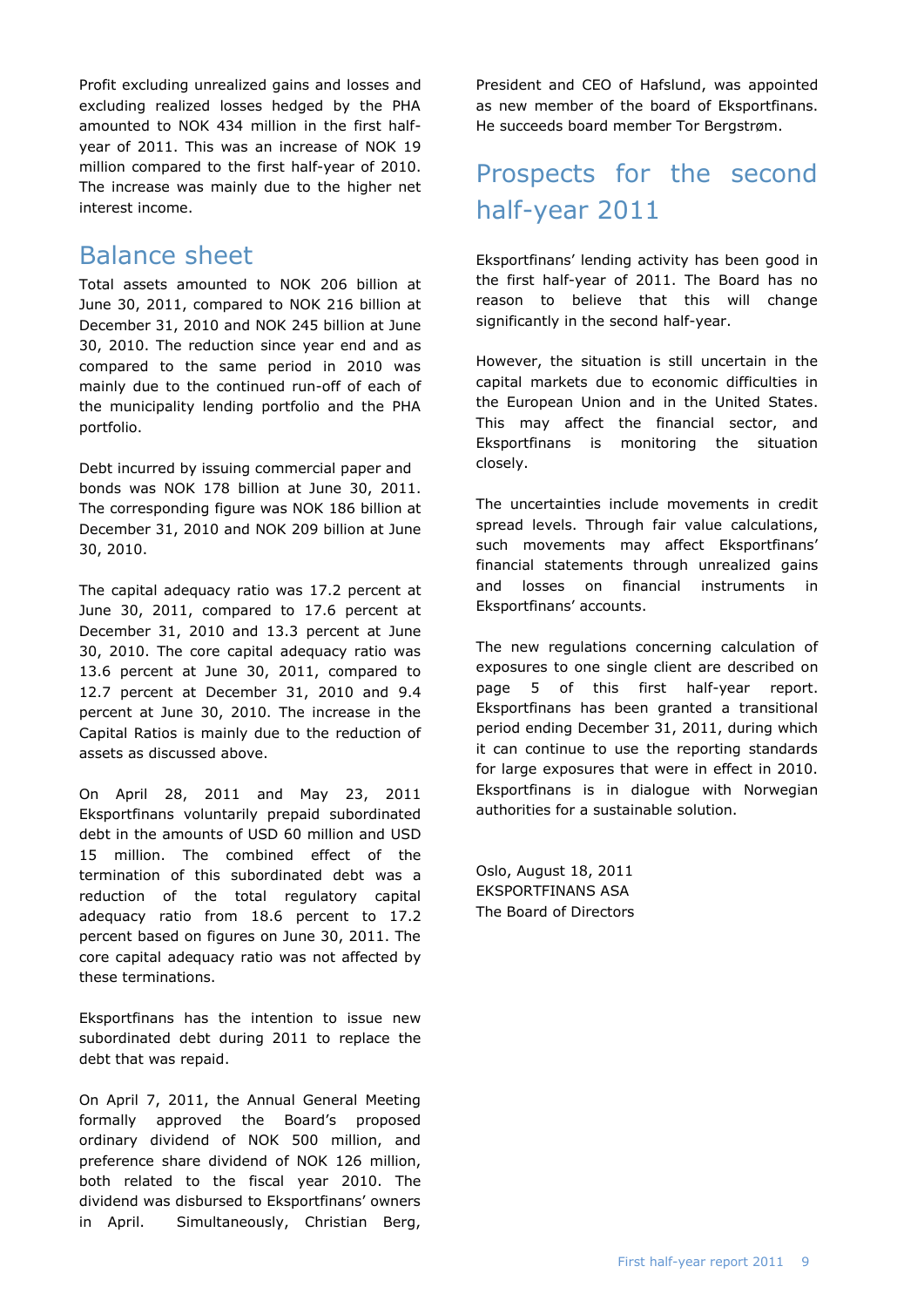Profit excluding unrealized gains and losses and excluding realized losses hedged by the PHA amounted to NOK 434 million in the first half-year of 2011. This was an increase of NOK 19 million compared to the first half-year of 2010. The increase was mainly due to the higher net interest income.

## Balance sheet

Total assets amounted to NOK 206 billion at June 30, 2011, compared to NOK 216 billion at December 31, 2010 and NOK 245 billion at June 30, 2010. The reduction since year end and as compared to the same period in 2010 was mainly due to the continued run-off of each of the municipality lending portfolio and the PHA portfolio.

Debt incurred by issuing commercial paper and bonds was NOK 178 billion at June 30, 2011. The corresponding figure was NOK 186 billion at December 31, 2010 and NOK 209 billion at June 30, 2010.

The capital adequacy ratio was 17.2 percent at June 30, 2011, compared to 17.6 percent at December 31, 2010 and 13.3 percent at June 30, 2010. The core capital adequacy ratio was 13.6 percent at June 30, 2011, compared to 12.7 percent at December 31, 2010 and 9.4 percent at June 30, 2010. The increase in the Capital Ratios is mainly due to the reduction of assets as discussed above.

On April 28, 2011 and May 23, 2011 Eksportfinans voluntarily prepaid subordinated debt in the amounts of USD 60 million and USD 15 million. The combined effect of the termination of this subordinated debt was a reduction of the total regulatory capital adequacy ratio from 18.6 percent to 17.2 percent based on figures on June 30, 2011. The core capital adequacy ratio was not affected by these terminations.

Eksportfinans has the intention to issue new subordinated debt during 2011 to replace the debt that was repaid.

On April 7, 2011, the Annual General Meeting formally approved the Board's proposed ordinary dividend of NOK 500 million, and preference share dividend of NOK 126 million, both related to the fiscal year 2010. The dividend was disbursed to Eksportfinans' owners in April. Simultaneously, Christian Berg, President and CEO of Hafslund, was appointed as new member of the board of Eksportfinans. He succeeds board member Tor Bergstrøm.

## Prospects for the second half-year 2011

Eksportfinans' lending activity has been good in the first half-year of 2011. The Board has no reason to believe that this will change significantly in the second half-year.

However, the situation is still uncertain in the capital markets due to economic difficulties in the European Union and in the United States. This may affect the financial sector, and Eksportfinans is monitoring the situation closely.

The uncertainties include movements in credit spread levels. Through fair value calculations, such movements may affect Eksportfinans' financial statements through unrealized gains and losses on financial instruments in Eksportfinans' accounts.

The new regulations concerning calculation of exposures to one single client are described on page 5 of this first half-year report. Eksportfinans has been granted a transitional period ending December 31, 2011, during which it can continue to use the reporting standards for large exposures that were in effect in 2010. Eksportfinans is in dialogue with Norwegian authorities for a sustainable solution.

Oslo, August 18, 2011
EKSPORTFINANS ASA
The Board of Directors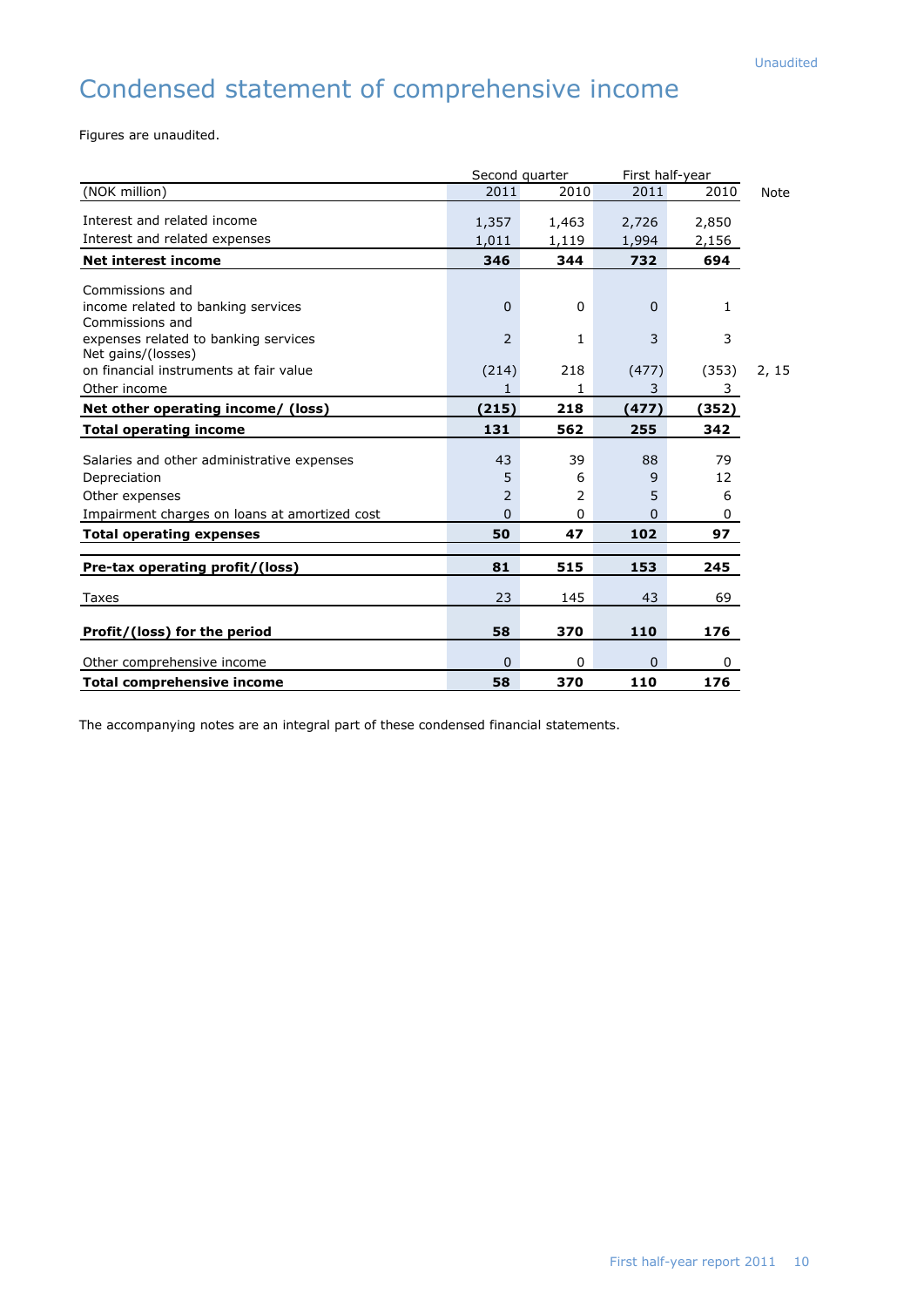Unaudited

# Condensed statement of comprehensive income

Figures are unaudited.

| | Second quarter | | First half-year | | |
|---|---|---|---|---|---|
| (NOK million) | 2011 | 2010 | 2011 | 2010 | Note |
| Interest and related income | 1,357 | 1,463 | 2,726 | 2,850 | |
| Interest and related expenses | 1,011 | 1,119 | 1,994 | 2,156 | |
| **Net interest income** | **346** | **344** | **732** | **694** | |
| Commissions and income related to banking services | 0 | 0 | 0 | 1 | |
| Commissions and expenses related to banking services | 2 | 1 | 3 | 3 | |
| Net gains/(losses) on financial instruments at fair value | (214) | 218 | (477) | (353) | 2, 15 |
| Other income | 1 | 1 | 3 | 3 | |
| **Net other operating income/ (loss)** | **(215)** | **218** | **(477)** | **(352)** | |
| **Total operating income** | **131** | **562** | **255** | **342** | |
| Salaries and other administrative expenses | 43 | 39 | 88 | 79 | |
| Depreciation | 5 | 6 | 9 | 12 | |
| Other expenses | 2 | 2 | 5 | 6 | |
| Impairment charges on loans at amortized cost | 0 | 0 | 0 | 0 | |
| **Total operating expenses** | **50** | **47** | **102** | **97** | |
| **Pre-tax operating profit/(loss)** | **81** | **515** | **153** | **245** | |
| Taxes | 23 | 145 | 43 | 69 | |
| **Profit/(loss) for the period** | **58** | **370** | **110** | **176** | |
| Other comprehensive income | 0 | 0 | 0 | 0 | |
| **Total comprehensive income** | **58** | **370** | **110** | **176** | |

The accompanying notes are an integral part of these condensed financial statements.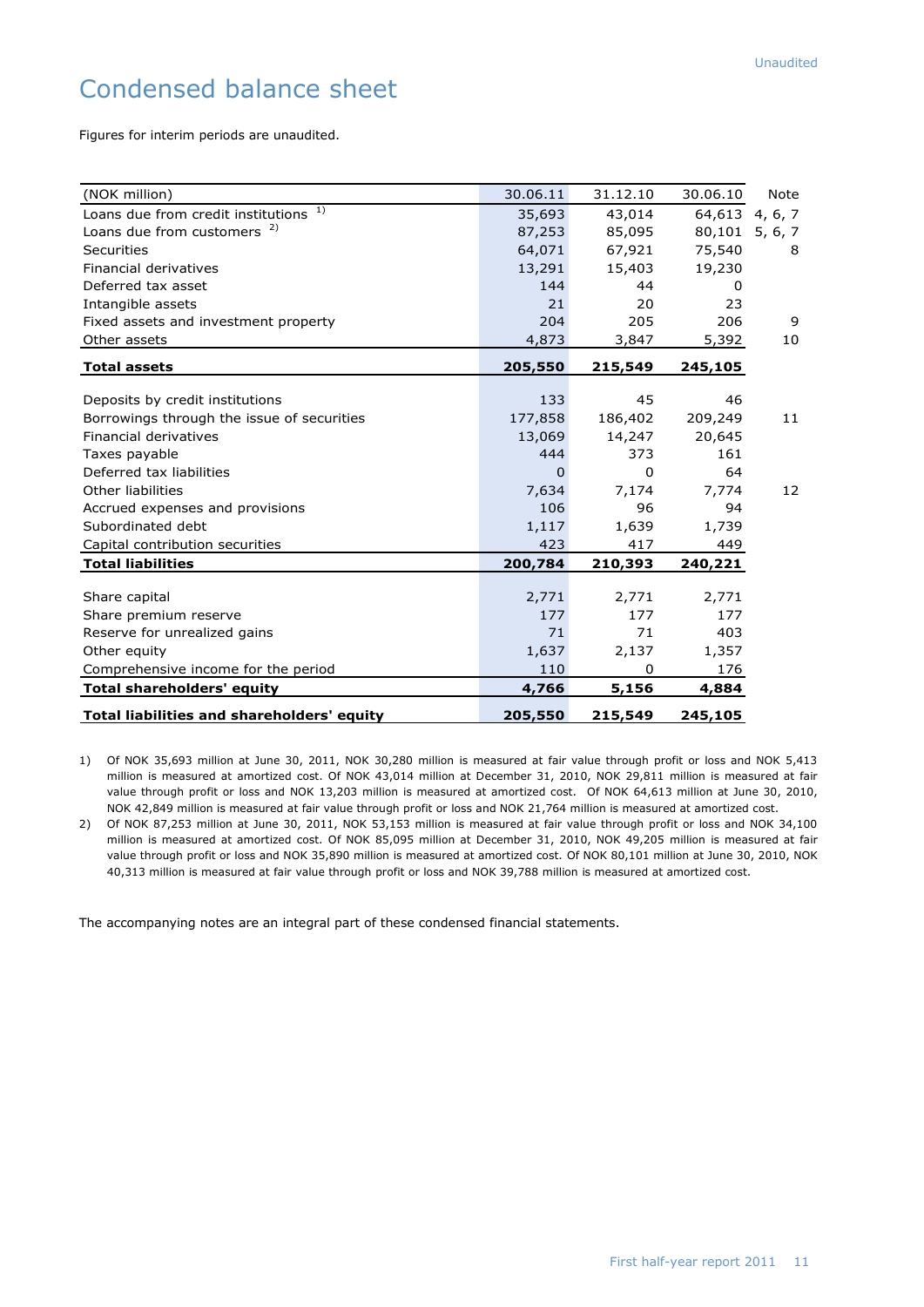# Condensed balance sheet

Figures for interim periods are unaudited.

| (NOK million) | 30.06.11 | 31.12.10 | 30.06.10 | Note |
|---|---|---|---|---|
| Loans due from credit institutions [1)] | 35,693 | 43,014 | 64,613 | 4, 6, 7 |
| Loans due from customers [2)] | 87,253 | 85,095 | 80,101 | 5, 6, 7 |
| Securities | 64,071 | 67,921 | 75,540 | 8 |
| Financial derivatives | 13,291 | 15,403 | 19,230 | |
| Deferred tax asset | 144 | 44 | 0 | |
| Intangible assets | 21 | 20 | 23 | |
| Fixed assets and investment property | 204 | 205 | 206 | 9 |
| Other assets | 4,873 | 3,847 | 5,392 | 10 |
| **Total assets** | **205,550** | **215,549** | **245,105** | |
| | | | | |
| Deposits by credit institutions | 133 | 45 | 46 | |
| Borrowings through the issue of securities | 177,858 | 186,402 | 209,249 | 11 |
| Financial derivatives | 13,069 | 14,247 | 20,645 | |
| Taxes payable | 444 | 373 | 161 | |
| Deferred tax liabilities | 0 | 0 | 64 | |
| Other liabilities | 7,634 | 7,174 | 7,774 | 12 |
| Accrued expenses and provisions | 106 | 96 | 94 | |
| Subordinated debt | 1,117 | 1,639 | 1,739 | |
| Capital contribution securities | 423 | 417 | 449 | |
| **Total liabilities** | **200,784** | **210,393** | **240,221** | |
| | | | | |
| Share capital | 2,771 | 2,771 | 2,771 | |
| Share premium reserve | 177 | 177 | 177 | |
| Reserve for unrealized gains | 71 | 71 | 403 | |
| Other equity | 1,637 | 2,137 | 1,357 | |
| Comprehensive income for the period | 110 | 0 | 176 | |
| **Total shareholders' equity** | **4,766** | **5,156** | **4,884** | |
| **Total liabilities and shareholders' equity** | **205,550** | **215,549** | **245,105** | |

1) Of NOK 35,693 million at June 30, 2011, NOK 30,280 million is measured at fair value through profit or loss and NOK 5,413 million is measured at amortized cost. Of NOK 43,014 million at December 31, 2010, NOK 29,811 million is measured at fair value through profit or loss and NOK 13,203 million is measured at amortized cost. Of NOK 64,613 million at June 30, 2010, NOK 42,849 million is measured at fair value through profit or loss and NOK 21,764 million is measured at amortized cost.

2) Of NOK 87,253 million at June 30, 2011, NOK 53,153 million is measured at fair value through profit or loss and NOK 34,100 million is measured at amortized cost. Of NOK 85,095 million at December 31, 2010, NOK 49,205 million is measured at fair value through profit or loss and NOK 35,890 million is measured at amortized cost. Of NOK 80,101 million at June 30, 2010, NOK 40,313 million is measured at fair value through profit or loss and NOK 39,788 million is measured at amortized cost.

The accompanying notes are an integral part of these condensed financial statements.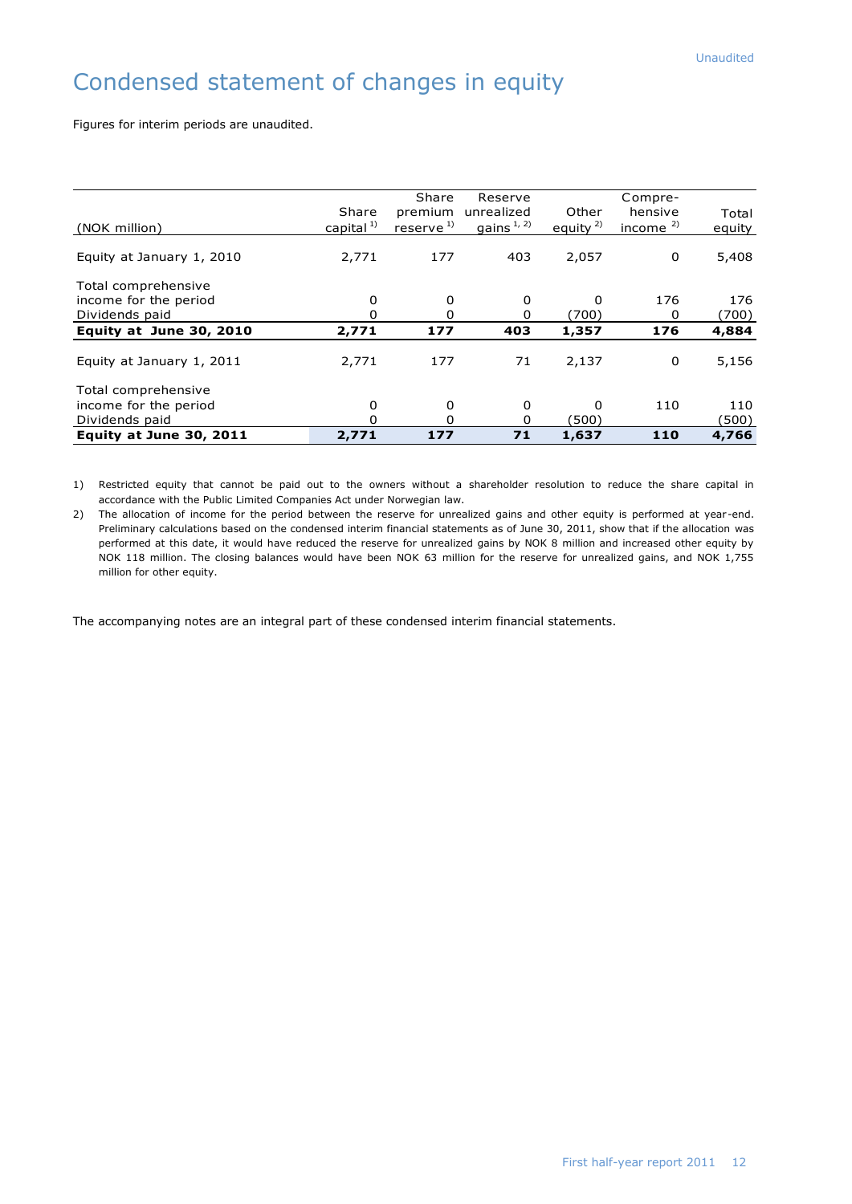# Condensed statement of changes in equity

Figures for interim periods are unaudited.

| (NOK million) | Share capital [1)] | Share premium reserve [1)] | Reserve unrealized gains [1, 2)] | Other equity [2)] | Comprehensive income [2)] | Total equity |
|---|---|---|---|---|---|---|
| Equity at January 1, 2010 | 2,771 | 177 | 403 | 2,057 | 0 | 5,408 |
| Total comprehensive income for the period | 0 | 0 | 0 | 0 | 176 | 176 |
| Dividends paid | 0 | 0 | 0 | (700) | 0 | (700) |
| **Equity at June 30, 2010** | **2,771** | **177** | **403** | **1,357** | **176** | **4,884** |
| Equity at January 1, 2011 | 2,771 | 177 | 71 | 2,137 | 0 | 5,156 |
| Total comprehensive income for the period | 0 | 0 | 0 | 0 | 110 | 110 |
| Dividends paid | 0 | 0 | 0 | (500) | | (500) |
| **Equity at June 30, 2011** | **2,771** | **177** | **71** | **1,637** | **110** | **4,766** |

1) Restricted equity that cannot be paid out to the owners without a shareholder resolution to reduce the share capital in accordance with the Public Limited Companies Act under Norwegian law.

2) The allocation of income for the period between the reserve for unrealized gains and other equity is performed at year-end. Preliminary calculations based on the condensed interim financial statements as of June 30, 2011, show that if the allocation was performed at this date, it would have reduced the reserve for unrealized gains by NOK 8 million and increased other equity by NOK 118 million. The closing balances would have been NOK 63 million for the reserve for unrealized gains, and NOK 1,755 million for other equity.

The accompanying notes are an integral part of these condensed interim financial statements.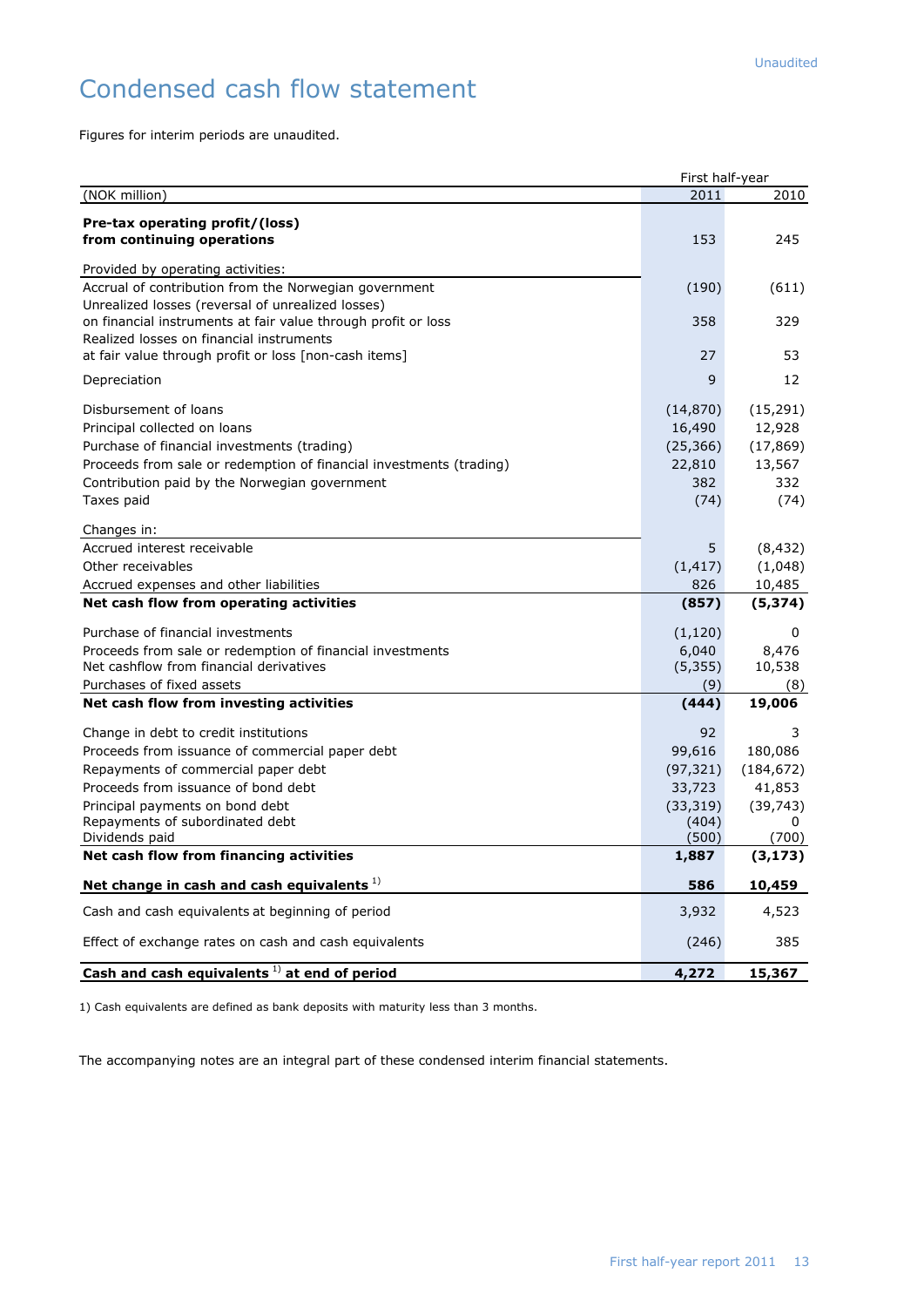Unaudited

# Condensed cash flow statement

Figures for interim periods are unaudited.

| | First half-year | |
|---|---|---|
| (NOK million) | 2011 | 2010 |
| **Pre-tax operating profit/(loss) from continuing operations** | 153 | 245 |
| Provided by operating activities: | | |
| Accrual of contribution from the Norwegian government | (190) | (611) |
| Unrealized losses (reversal of unrealized losses) on financial instruments at fair value through profit or loss | 358 | 329 |
| Realized losses on financial instruments at fair value through profit or loss [non-cash items] | 27 | 53 |
| Depreciation | 9 | 12 |
| Disbursement of loans | (14,870) | (15,291) |
| Principal collected on loans | 16,490 | 12,928 |
| Purchase of financial investments (trading) | (25,366) | (17,869) |
| Proceeds from sale or redemption of financial investments (trading) | 22,810 | 13,567 |
| Contribution paid by the Norwegian government | 382 | 332 |
| Taxes paid | (74) | (74) |
| Changes in: | | |
| Accrued interest receivable | 5 | (8,432) |
| Other receivables | (1,417) | (1,048) |
| Accrued expenses and other liabilities | 826 | 10,485 |
| **Net cash flow from operating activities** | **(857)** | **(5,374)** |
| Purchase of financial investments | (1,120) | 0 |
| Proceeds from sale or redemption of financial investments | 6,040 | 8,476 |
| Net cashflow from financial derivatives | (5,355) | 10,538 |
| Purchases of fixed assets | (9) | (8) |
| **Net cash flow from investing activities** | **(444)** | **19,006** |
| Change in debt to credit institutions | 92 | 3 |
| Proceeds from issuance of commercial paper debt | 99,616 | 180,086 |
| Repayments of commercial paper debt | (97,321) | (184,672) |
| Proceeds from issuance of bond debt | 33,723 | 41,853 |
| Principal payments on bond debt | (33,319) | (39,743) |
| Repayments of subordinated debt | (404) | 0 |
| Dividends paid | (500) | (700) |
| **Net cash flow from financing activities** | **1,887** | **(3,173)** |
| **Net change in cash and cash equivalents [1)]** | **586** | **10,459** |
| Cash and cash equivalents at beginning of period | 3,932 | 4,523 |
| Effect of exchange rates on cash and cash equivalents | (246) | 385 |
| **Cash and cash equivalents [1)] at end of period** | **4,272** | **15,367** |

1) Cash equivalents are defined as bank deposits with maturity less than 3 months.

The accompanying notes are an integral part of these condensed interim financial statements.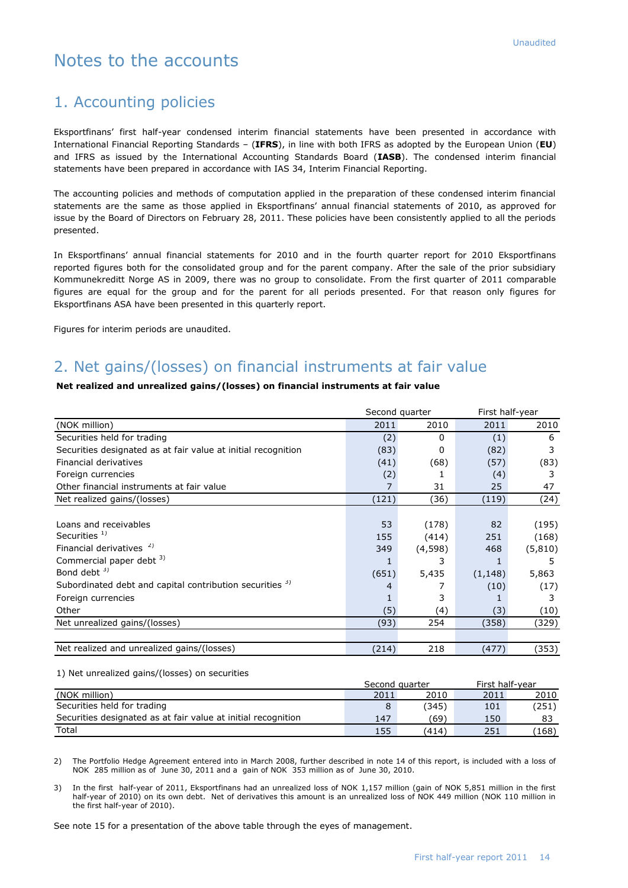# Notes to the accounts

## 1. Accounting policies

Eksportfinans' first half-year condensed interim financial statements have been presented in accordance with International Financial Reporting Standards – (**IFRS**), in line with both IFRS as adopted by the European Union (**EU**) and IFRS as issued by the International Accounting Standards Board (**IASB**). The condensed interim financial statements have been prepared in accordance with IAS 34, Interim Financial Reporting.

The accounting policies and methods of computation applied in the preparation of these condensed interim financial statements are the same as those applied in Eksportfinans' annual financial statements of 2010, as approved for issue by the Board of Directors on February 28, 2011. These policies have been consistently applied to all the periods presented.

In Eksportfinans' annual financial statements for 2010 and in the fourth quarter report for 2010 Eksportfinans reported figures both for the consolidated group and for the parent company. After the sale of the prior subsidiary Kommunekreditt Norge AS in 2009, there was no group to consolidate. From the first quarter of 2011 comparable figures are equal for the group and for the parent for all periods presented. For that reason only figures for Eksportfinans ASA have been presented in this quarterly report.

Figures for interim periods are unaudited.

## 2. Net gains/(losses) on financial instruments at fair value

**Net realized and unrealized gains/(losses) on financial instruments at fair value**

| | Second quarter | | First half-year | |
|---|---|---|---|---|
| (NOK million) | 2011 | 2010 | 2011 | 2010 |
| Securities held for trading | (2) | 0 | (1) | 6 |
| Securities designated as at fair value at initial recognition | (83) | 0 | (82) | 3 |
| Financial derivatives | (41) | (68) | (57) | (83) |
| Foreign currencies | (2) | 1 | (4) | 3 |
| Other financial instruments at fair value | 7 | 31 | 25 | 47 |
| Net realized gains/(losses) | (121) | (36) | (119) | (24) |
| | | | | |
| Loans and receivables | 53 | (178) | 82 | (195) |
| Securities [1] | 155 | (414) | 251 | (168) |
| Financial derivatives [2] | 349 | (4,598) | 468 | (5,810) |
| Commercial paper debt [3] | 1 | 3 | 1 | 5 |
| Bond debt [3] | (651) | 5,435 | (1,148) | 5,863 |
| Subordinated debt and capital contribution securities [3] | 4 | 7 | (10) | (17) |
| Foreign currencies | 1 | 3 | 1 | 3 |
| Other | (5) | (4) | (3) | (10) |
| Net unrealized gains/(losses) | (93) | 254 | (358) | (329) |
| | | | | |
| Net realized and unrealized gains/(losses) | (214) | 218 | (477) | (353) |

1) Net unrealized gains/(losses) on securities

| | Second quarter | | First half-year | |
|---|---|---|---|---|
| (NOK million) | 2011 | 2010 | 2011 | 2010 |
| Securities held for trading | 8 | (345) | 101 | (251) |
| Securities designated as at fair value at initial recognition | 147 | (69) | 150 | 83 |
| Total | 155 | (414) | 251 | (168) |

2) The Portfolio Hedge Agreement entered into in March 2008, further described in note 14 of this report, is included with a loss of NOK 285 million as of June 30, 2011 and a gain of NOK 353 million as of June 30, 2010.

3) In the first half-year of 2011, Eksportfinans had an unrealized loss of NOK 1,157 million (gain of NOK 5,851 million in the first half-year of 2010) on its own debt. Net of derivatives this amount is an unrealized loss of NOK 449 million (NOK 110 million in the first half-year of 2010).

See note 15 for a presentation of the above table through the eyes of management.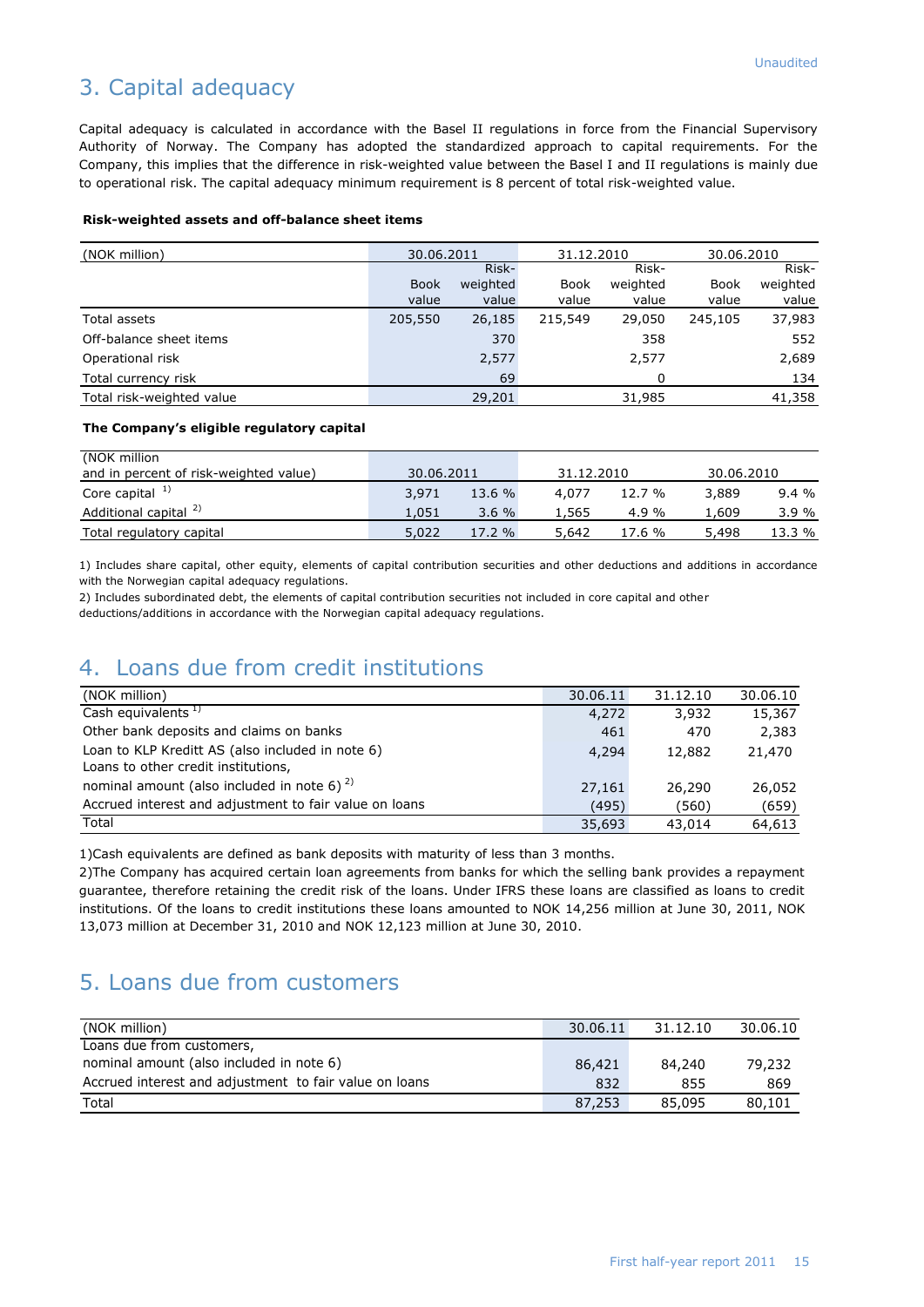Unaudited

# 3. Capital adequacy

Capital adequacy is calculated in accordance with the Basel II regulations in force from the Financial Supervisory Authority of Norway. The Company has adopted the standardized approach to capital requirements. For the Company, this implies that the difference in risk-weighted value between the Basel I and II regulations is mainly due to operational risk. The capital adequacy minimum requirement is 8 percent of total risk-weighted value.

**Risk-weighted assets and off-balance sheet items**

| (NOK million) | 30.06.2011 | | 31.12.2010 | | 30.06.2010 | |
|---|---|---|---|---|---|---|
| | Book value | Risk-weighted value | Book value | Risk-weighted value | Book value | Risk-weighted value |
| Total assets | 205,550 | 26,185 | 215,549 | 29,050 | 245,105 | 37,983 |
| Off-balance sheet items | | 370 | | 358 | | 552 |
| Operational risk | | 2,577 | | 2,577 | | 2,689 |
| Total currency risk | | 69 | | 0 | | 134 |
| Total risk-weighted value | | 29,201 | | 31,985 | | 41,358 |

**The Company's eligible regulatory capital**

| (NOK million and in percent of risk-weighted value) | 30.06.2011 | | 31.12.2010 | | 30.06.2010 | |
|---|---|---|---|---|---|---|
| Core capital [1] | 3,971 | 13.6 % | 4,077 | 12.7 % | 3,889 | 9.4 % |
| Additional capital [2] | 1,051 | 3.6 % | 1,565 | 4.9 % | 1,609 | 3.9 % |
| Total regulatory capital | 5,022 | 17.2 % | 5,642 | 17.6 % | 5,498 | 13.3 % |

1) Includes share capital, other equity, elements of capital contribution securities and other deductions and additions in accordance with the Norwegian capital adequacy regulations.

2) Includes subordinated debt, the elements of capital contribution securities not included in core capital and other deductions/additions in accordance with the Norwegian capital adequacy regulations.

# 4. Loans due from credit institutions

| (NOK million) | 30.06.11 | 31.12.10 | 30.06.10 |
|---|---|---|---|
| Cash equivalents [1] | 4,272 | 3,932 | 15,367 |
| Other bank deposits and claims on banks | 461 | 470 | 2,383 |
| Loan to KLP Kreditt AS (also included in note 6) | 4,294 | 12,882 | 21,470 |
| Loans to other credit institutions, nominal amount (also included in note 6) [2] | 27,161 | 26,290 | 26,052 |
| Accrued interest and adjustment to fair value on loans | (495) | (560) | (659) |
| Total | 35,693 | 43,014 | 64,613 |

1)Cash equivalents are defined as bank deposits with maturity of less than 3 months.

2)The Company has acquired certain loan agreements from banks for which the selling bank provides a repayment guarantee, therefore retaining the credit risk of the loans. Under IFRS these loans are classified as loans to credit institutions. Of the loans to credit institutions these loans amounted to NOK 14,256 million at June 30, 2011, NOK 13,073 million at December 31, 2010 and NOK 12,123 million at June 30, 2010.

# 5. Loans due from customers

| (NOK million) | 30.06.11 | 31.12.10 | 30.06.10 |
|---|---|---|---|
| Loans due from customers, nominal amount (also included in note 6) | 86,421 | 84,240 | 79,232 |
| Accrued interest and adjustment to fair value on loans | 832 | 855 | 869 |
| Total | 87,253 | 85,095 | 80,101 |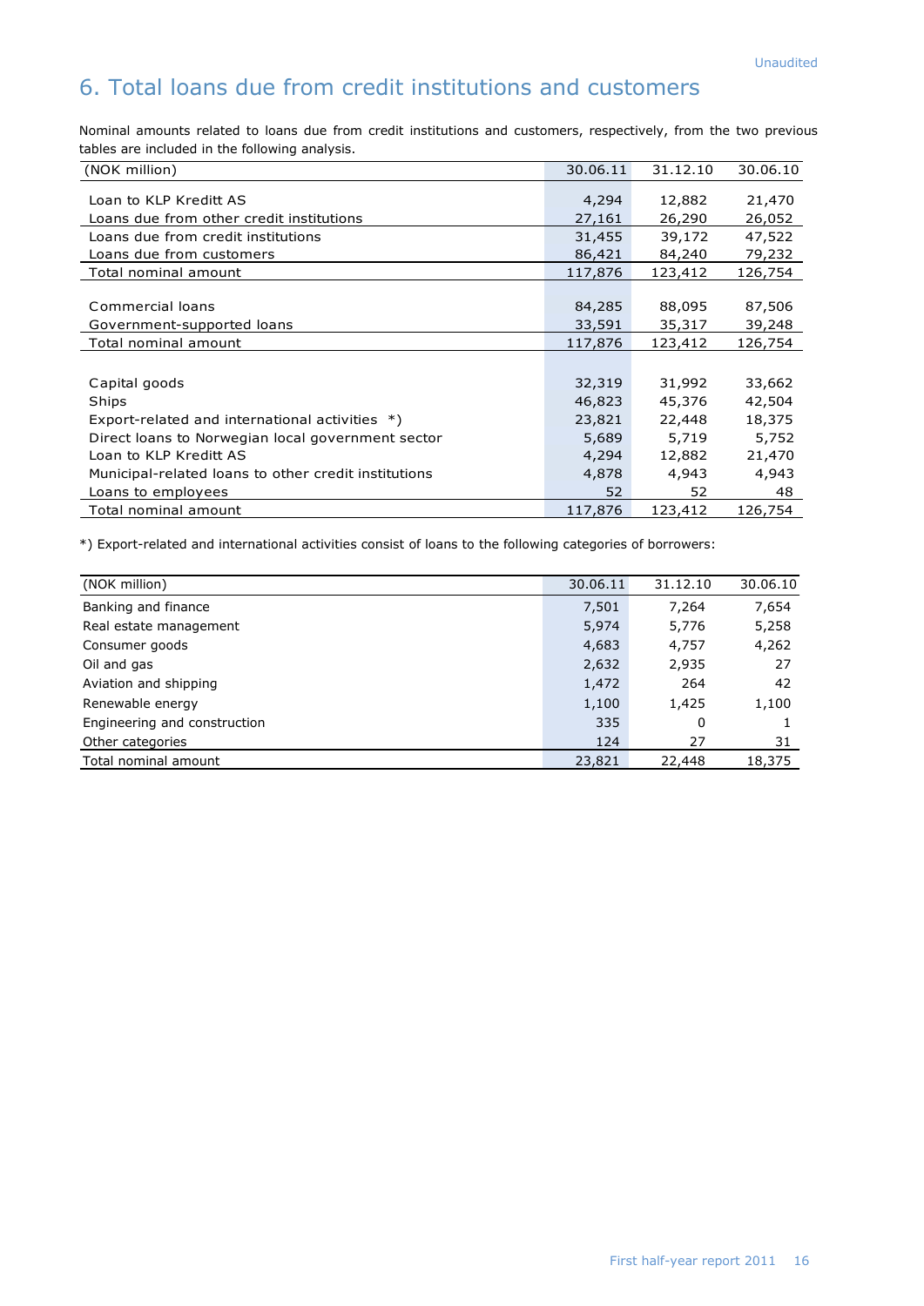# 6. Total loans due from credit institutions and customers

Nominal amounts related to loans due from credit institutions and customers, respectively, from the two previous tables are included in the following analysis.

| (NOK million) | 30.06.11 | 31.12.10 | 30.06.10 |
|---|---|---|---|
| Loan to KLP Kreditt AS | 4,294 | 12,882 | 21,470 |
| Loans due from other credit institutions | 27,161 | 26,290 | 26,052 |
| Loans due from credit institutions | 31,455 | 39,172 | 47,522 |
| Loans due from customers | 86,421 | 84,240 | 79,232 |
| Total nominal amount | 117,876 | 123,412 | 126,754 |
| | | | |
| Commercial loans | 84,285 | 88,095 | 87,506 |
| Government-supported loans | 33,591 | 35,317 | 39,248 |
| Total nominal amount | 117,876 | 123,412 | 126,754 |
| | | | |
| Capital goods | 32,319 | 31,992 | 33,662 |
| Ships | 46,823 | 45,376 | 42,504 |
| Export-related and international activities *) | 23,821 | 22,448 | 18,375 |
| Direct loans to Norwegian local government sector | 5,689 | 5,719 | 5,752 |
| Loan to KLP Kreditt AS | 4,294 | 12,882 | 21,470 |
| Municipal-related loans to other credit institutions | 4,878 | 4,943 | 4,943 |
| Loans to employees | 52 | 52 | 48 |
| Total nominal amount | 117,876 | 123,412 | 126,754 |

*) Export-related and international activities consist of loans to the following categories of borrowers:

| (NOK million) | 30.06.11 | 31.12.10 | 30.06.10 |
|---|---|---|---|
| Banking and finance | 7,501 | 7,264 | 7,654 |
| Real estate management | 5,974 | 5,776 | 5,258 |
| Consumer goods | 4,683 | 4,757 | 4,262 |
| Oil and gas | 2,632 | 2,935 | 27 |
| Aviation and shipping | 1,472 | 264 | 42 |
| Renewable energy | 1,100 | 1,425 | 1,100 |
| Engineering and construction | 335 | 0 | 1 |
| Other categories | 124 | 27 | 31 |
| Total nominal amount | 23,821 | 22,448 | 18,375 |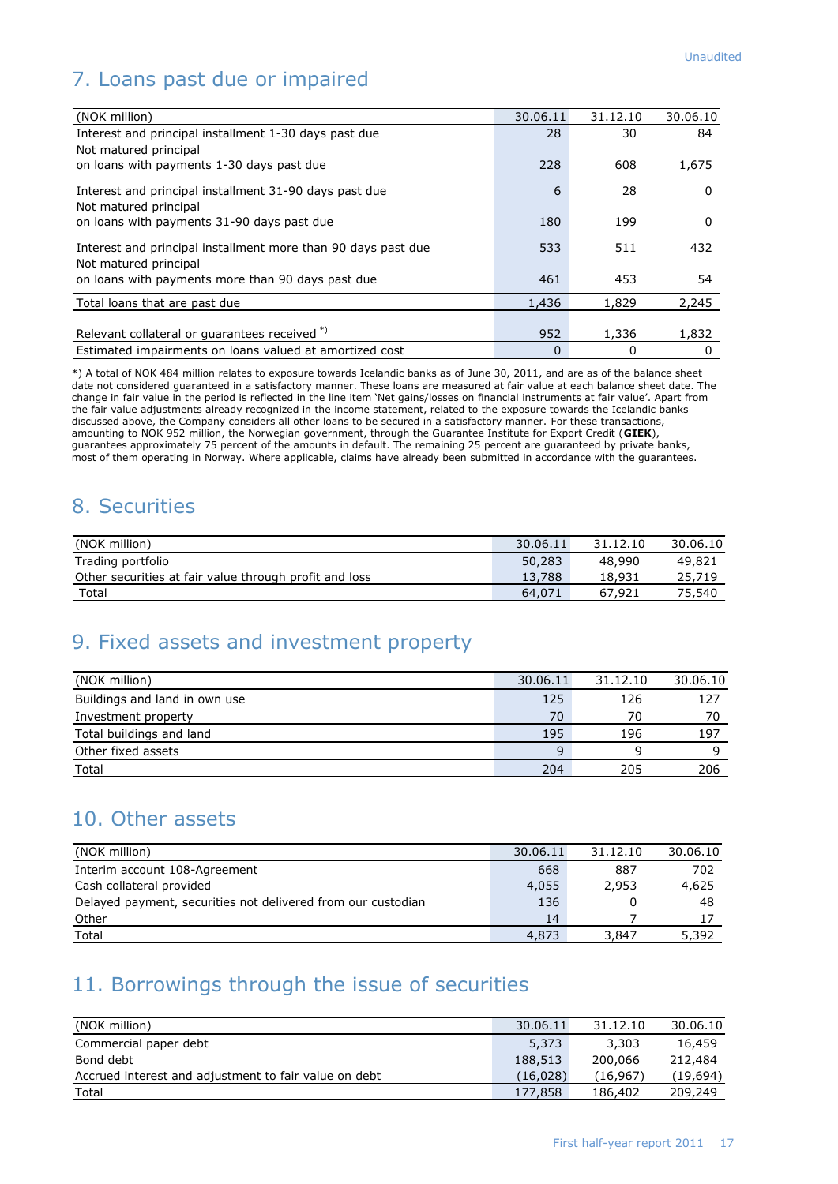## 7. Loans past due or impaired

| (NOK million) | 30.06.11 | 31.12.10 | 30.06.10 |
|---|---|---|---|
| Interest and principal installment 1-30 days past due | 28 | 30 | 84 |
| Not matured principal on loans with payments 1-30 days past due | 228 | 608 | 1,675 |
| Interest and principal installment 31-90 days past due | 6 | 28 | 0 |
| Not matured principal on loans with payments 31-90 days past due | 180 | 199 | 0 |
| Interest and principal installment more than 90 days past due | 533 | 511 | 432 |
| Not matured principal on loans with payments more than 90 days past due | 461 | 453 | 54 |
| Total loans that are past due | 1,436 | 1,829 | 2,245 |
| Relevant collateral or guarantees received *) | 952 | 1,336 | 1,832 |
| Estimated impairments on loans valued at amortized cost | 0 | 0 | 0 |

*) A total of NOK 484 million relates to exposure towards Icelandic banks as of June 30, 2011, and are as of the balance sheet date not considered guaranteed in a satisfactory manner. These loans are measured at fair value at each balance sheet date. The change in fair value in the period is reflected in the line item 'Net gains/losses on financial instruments at fair value'. Apart from the fair value adjustments already recognized in the income statement, related to the exposure towards the Icelandic banks discussed above, the Company considers all other loans to be secured in a satisfactory manner. For these transactions, amounting to NOK 952 million, the Norwegian government, through the Guarantee Institute for Export Credit (**GIEK**), guarantees approximately 75 percent of the amounts in default. The remaining 25 percent are guaranteed by private banks, most of them operating in Norway. Where applicable, claims have already been submitted in accordance with the guarantees.

## 8. Securities

| (NOK million) | 30.06.11 | 31.12.10 | 30.06.10 |
|---|---|---|---|
| Trading portfolio | 50,283 | 48,990 | 49,821 |
| Other securities at fair value through profit and loss | 13,788 | 18,931 | 25,719 |
| Total | 64,071 | 67,921 | 75,540 |

## 9. Fixed assets and investment property

| (NOK million) | 30.06.11 | 31.12.10 | 30.06.10 |
|---|---|---|---|
| Buildings and land in own use | 125 | 126 | 127 |
| Investment property | 70 | 70 | 70 |
| Total buildings and land | 195 | 196 | 197 |
| Other fixed assets | 9 | 9 | 9 |
| Total | 204 | 205 | 206 |

## 10. Other assets

| (NOK million) | 30.06.11 | 31.12.10 | 30.06.10 |
|---|---|---|---|
| Interim account 108-Agreement | 668 | 887 | 702 |
| Cash collateral provided | 4,055 | 2,953 | 4,625 |
| Delayed payment, securities not delivered from our custodian | 136 | 0 | 48 |
| Other | 14 | 7 | 17 |
| Total | 4,873 | 3,847 | 5,392 |

## 11. Borrowings through the issue of securities

| (NOK million) | 30.06.11 | 31.12.10 | 30.06.10 |
|---|---|---|---|
| Commercial paper debt | 5,373 | 3,303 | 16,459 |
| Bond debt | 188,513 | 200,066 | 212,484 |
| Accrued interest and adjustment to fair value on debt | (16,028) | (16,967) | (19,694) |
| Total | 177,858 | 186,402 | 209,249 |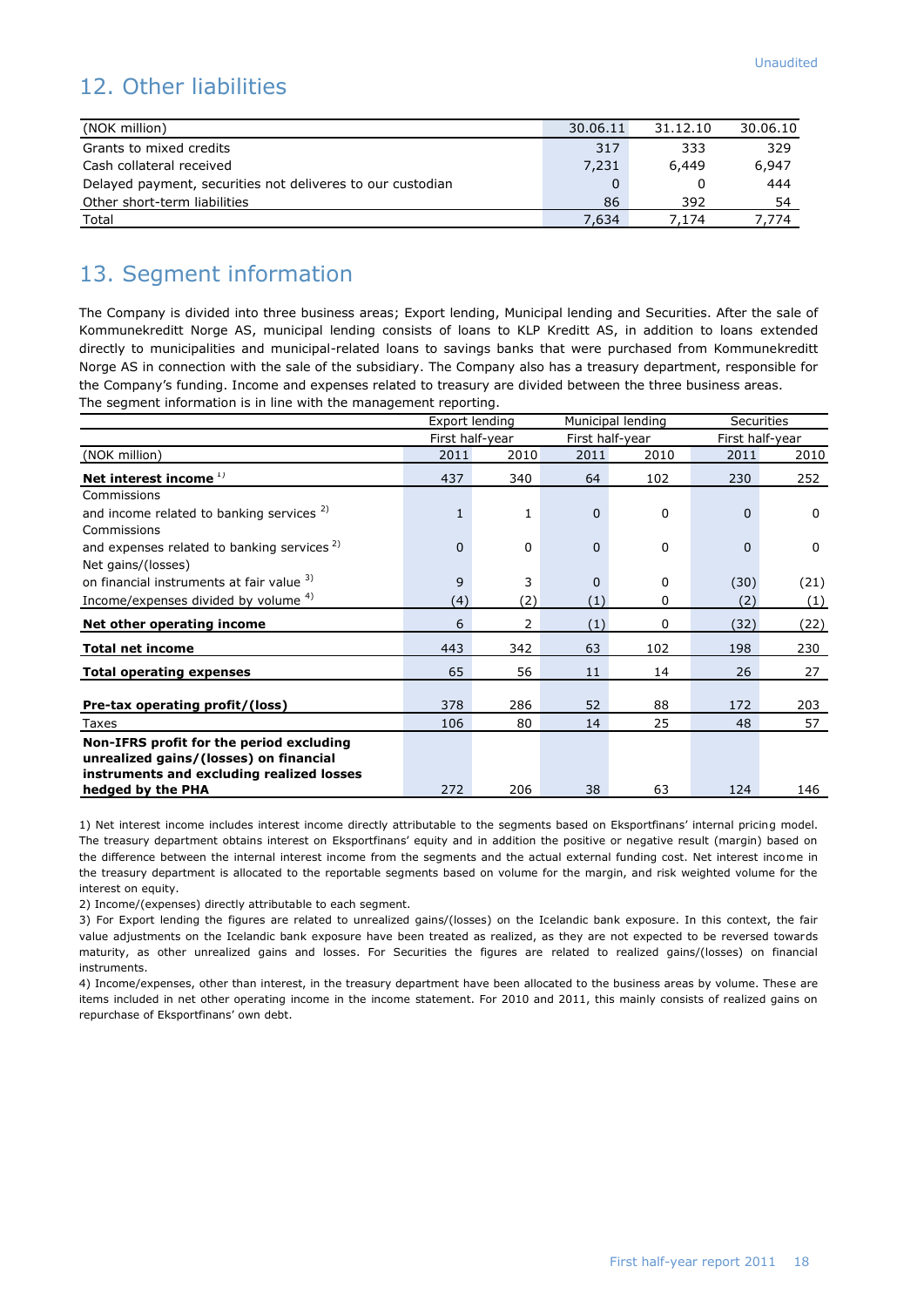Unaudited

## 12. Other liabilities

| (NOK million) | 30.06.11 | 31.12.10 | 30.06.10 |
|---|---|---|---|
| Grants to mixed credits | 317 | 333 | 329 |
| Cash collateral received | 7,231 | 6,449 | 6,947 |
| Delayed payment, securities not deliveres to our custodian | 0 | 0 | 444 |
| Other short-term liabilities | 86 | 392 | 54 |
| Total | 7,634 | 7,174 | 7,774 |

## 13. Segment information

The Company is divided into three business areas; Export lending, Municipal lending and Securities. After the sale of Kommunekreditt Norge AS, municipal lending consists of loans to KLP Kreditt AS, in addition to loans extended directly to municipalities and municipal-related loans to savings banks that were purchased from Kommunekreditt Norge AS in connection with the sale of the subsidiary. The Company also has a treasury department, responsible for the Company's funding. Income and expenses related to treasury are divided between the three business areas.
The segment information is in line with the management reporting.

| | Export lending | | Municipal lending | | Securities | |
|---|---|---|---|---|---|---|
| | First half-year | | First half-year | | First half-year | |
| (NOK million) | 2011 | 2010 | 2011 | 2010 | 2011 | 2010 |
| **Net interest income** [1] | 437 | 340 | 64 | 102 | 230 | 252 |
| Commissions and income related to banking services [2] | 1 | 1 | 0 | 0 | 0 | 0 |
| Commissions and expenses related to banking services [2] | 0 | 0 | 0 | 0 | 0 | 0 |
| Net gains/(losses) on financial instruments at fair value [3] | 9 | 3 | 0 | 0 | (30) | (21) |
| Income/expenses divided by volume [4] | (4) | (2) | (1) | 0 | (2) | (1) |
| **Net other operating income** | 6 | 2 | (1) | 0 | (32) | (22) |
| **Total net income** | 443 | 342 | 63 | 102 | 198 | 230 |
| **Total operating expenses** | 65 | 56 | 11 | 14 | 26 | 27 |
| **Pre-tax operating profit/(loss)** | 378 | 286 | 52 | 88 | 172 | 203 |
| Taxes | 106 | 80 | 14 | 25 | 48 | 57 |
| **Non-IFRS profit for the period excluding unrealized gains/(losses) on financial instruments and excluding realized losses hedged by the PHA** | 272 | 206 | 38 | 63 | 124 | 146 |

1) Net interest income includes interest income directly attributable to the segments based on Eksportfinans' internal pricing model. The treasury department obtains interest on Eksportfinans' equity and in addition the positive or negative result (margin) based on the difference between the internal interest income from the segments and the actual external funding cost. Net interest income in the treasury department is allocated to the reportable segments based on volume for the margin, and risk weighted volume for the interest on equity.

2) Income/(expenses) directly attributable to each segment.

3) For Export lending the figures are related to unrealized gains/(losses) on the Icelandic bank exposure. In this context, the fair value adjustments on the Icelandic bank exposure have been treated as realized, as they are not expected to be reversed towards maturity, as other unrealized gains and losses. For Securities the figures are related to realized gains/(losses) on financial instruments.

4) Income/expenses, other than interest, in the treasury department have been allocated to the business areas by volume. These are items included in net other operating income in the income statement. For 2010 and 2011, this mainly consists of realized gains on repurchase of Eksportfinans' own debt.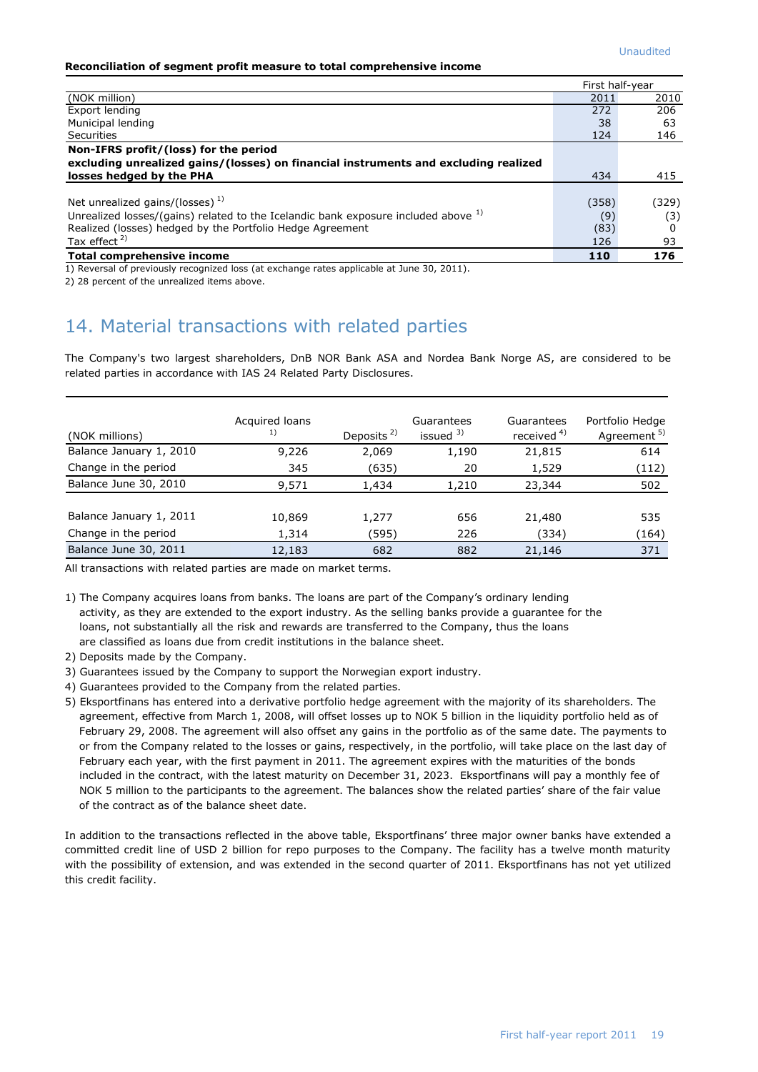Unaudited

**Reconciliation of segment profit measure to total comprehensive income**

| (NOK million) | First half-year 2011 | 2010 |
|---|---|---|
| Export lending | 272 | 206 |
| Municipal lending | 38 | 63 |
| Securities | 124 | 146 |
| **Non-IFRS profit/(loss) for the period excluding unrealized gains/(losses) on financial instruments and excluding realized losses hedged by the PHA** | 434 | 415 |
| Net unrealized gains/(losses) [1] | (358) | (329) |
| Unrealized losses/(gains) related to the Icelandic bank exposure included above [1] | (9) | (3) |
| Realized (losses) hedged by the Portfolio Hedge Agreement | (83) | 0 |
| Tax effect [2] | 126 | 93 |
| **Total comprehensive income** | **110** | **176** |

1) Reversal of previously recognized loss (at exchange rates applicable at June 30, 2011).

2) 28 percent of the unrealized items above.

## 14. Material transactions with related parties

The Company's two largest shareholders, DnB NOR Bank ASA and Nordea Bank Norge AS, are considered to be related parties in accordance with IAS 24 Related Party Disclosures.

| (NOK millions) | Acquired loans [1] | Deposits [2] | Guarantees issued [3] | Guarantees received [4] | Portfolio Hedge Agreement [5] |
|---|---|---|---|---|---|
| Balance January 1, 2010 | 9,226 | 2,069 | 1,190 | 21,815 | 614 |
| Change in the period | 345 | (635) | 20 | 1,529 | (112) |
| Balance June 30, 2010 | 9,571 | 1,434 | 1,210 | 23,344 | 502 |
| Balance January 1, 2011 | 10,869 | 1,277 | 656 | 21,480 | 535 |
| Change in the period | 1,314 | (595) | 226 | (334) | (164) |
| Balance June 30, 2011 | 12,183 | 682 | 882 | 21,146 | 371 |

All transactions with related parties are made on market terms.

1) The Company acquires loans from banks. The loans are part of the Company's ordinary lending activity, as they are extended to the export industry. As the selling banks provide a guarantee for the loans, not substantially all the risk and rewards are transferred to the Company, thus the loans are classified as loans due from credit institutions in the balance sheet.
2) Deposits made by the Company.
3) Guarantees issued by the Company to support the Norwegian export industry.
4) Guarantees provided to the Company from the related parties.
5) Eksportfinans has entered into a derivative portfolio hedge agreement with the majority of its shareholders. The agreement, effective from March 1, 2008, will offset losses up to NOK 5 billion in the liquidity portfolio held as of February 29, 2008. The agreement will also offset any gains in the portfolio as of the same date. The payments to or from the Company related to the losses or gains, respectively, in the portfolio, will take place on the last day of February each year, with the first payment in 2011. The agreement expires with the maturities of the bonds included in the contract, with the latest maturity on December 31, 2023. Eksportfinans will pay a monthly fee of NOK 5 million to the participants to the agreement. The balances show the related parties' share of the fair value of the contract as of the balance sheet date.

In addition to the transactions reflected in the above table, Eksportfinans' three major owner banks have extended a committed credit line of USD 2 billion for repo purposes to the Company. The facility has a twelve month maturity with the possibility of extension, and was extended in the second quarter of 2011. Eksportfinans has not yet utilized this credit facility.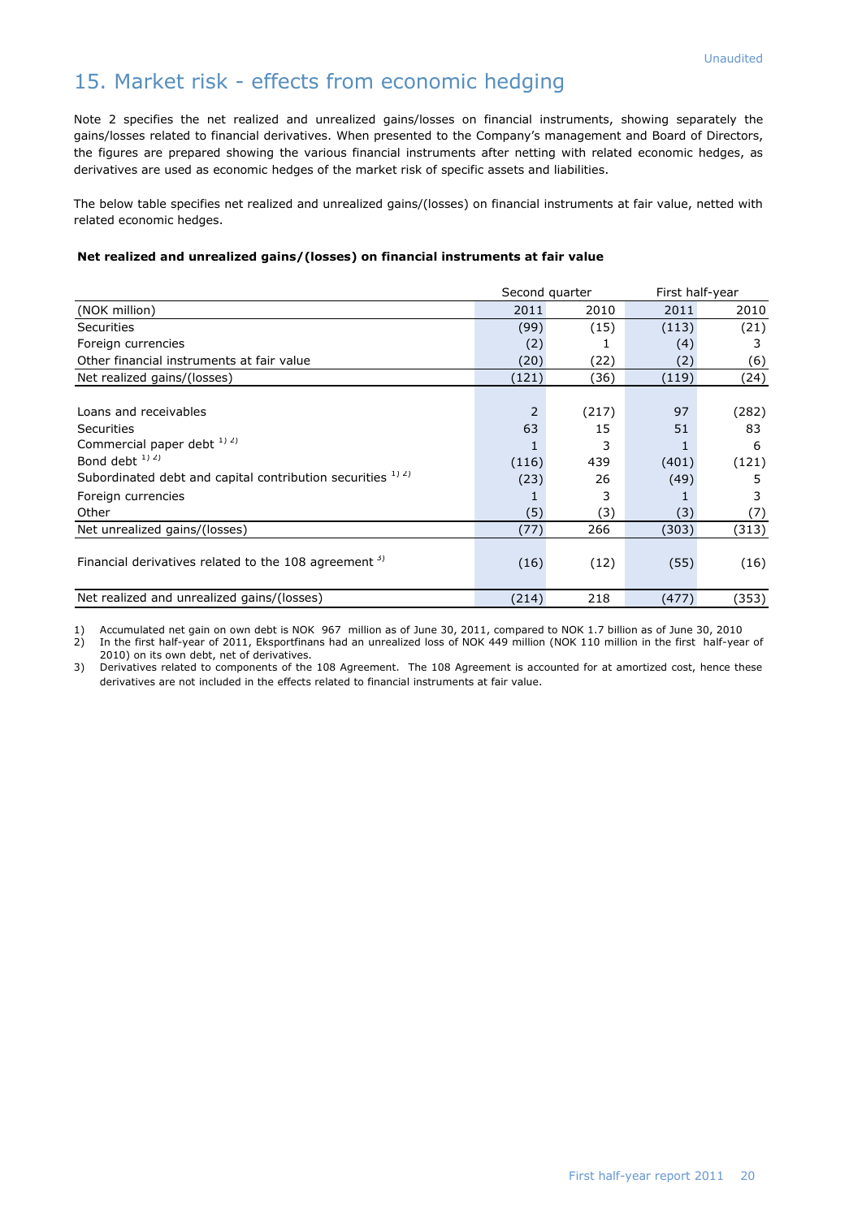## 15. Market risk - effects from economic hedging

Note 2 specifies the net realized and unrealized gains/losses on financial instruments, showing separately the gains/losses related to financial derivatives. When presented to the Company's management and Board of Directors, the figures are prepared showing the various financial instruments after netting with related economic hedges, as derivatives are used as economic hedges of the market risk of specific assets and liabilities.

The below table specifies net realized and unrealized gains/(losses) on financial instruments at fair value, netted with related economic hedges.

**Net realized and unrealized gains/(losses) on financial instruments at fair value**

| | Second quarter | | First half-year | |
|---|---|---|---|---|
| (NOK million) | 2011 | 2010 | 2011 | 2010 |
| Securities | (99) | (15) | (113) | (21) |
| Foreign currencies | (2) | 1 | (4) | 3 |
| Other financial instruments at fair value | (20) | (22) | (2) | (6) |
| Net realized gains/(losses) | (121) | (36) | (119) | (24) |
| | | | | |
| Loans and receivables | 2 | (217) | 97 | (282) |
| Securities | 63 | 15 | 51 | 83 |
| Commercial paper debt [1) 2)] | 1 | 3 | 1 | 6 |
| Bond debt [1) 2)] | (116) | 439 | (401) | (121) |
| Subordinated debt and capital contribution securities [1) 2)] | (23) | 26 | (49) | 5 |
| Foreign currencies | 1 | 3 | 1 | 3 |
| Other | (5) | (3) | (3) | (7) |
| Net unrealized gains/(losses) | (77) | 266 | (303) | (313) |
| | | | | |
| Financial derivatives related to the 108 agreement [3)] | (16) | (12) | (55) | (16) |
| | | | | |
| Net realized and unrealized gains/(losses) | (214) | 218 | (477) | (353) |

1) Accumulated net gain on own debt is NOK 967 million as of June 30, 2011, compared to NOK 1.7 billion as of June 30, 2010
2) In the first half-year of 2011, Eksportfinans had an unrealized loss of NOK 449 million (NOK 110 million in the first half-year of 2010) on its own debt, net of derivatives.
3) Derivatives related to components of the 108 Agreement. The 108 Agreement is accounted for at amortized cost, hence these derivatives are not included in the effects related to financial instruments at fair value.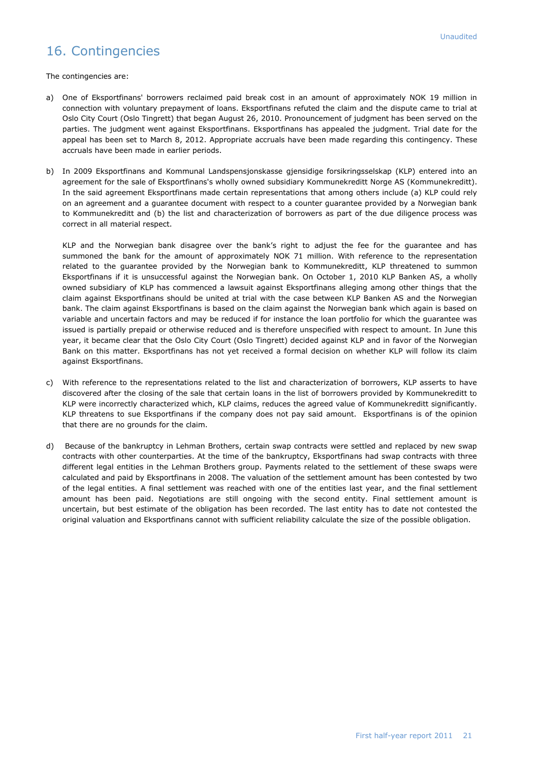Unaudited

# 16. Contingencies

The contingencies are:

a) One of Eksportfinans' borrowers reclaimed paid break cost in an amount of approximately NOK 19 million in connection with voluntary prepayment of loans. Eksportfinans refuted the claim and the dispute came to trial at Oslo City Court (Oslo Tingrett) that began August 26, 2010. Pronouncement of judgment has been served on the parties. The judgment went against Eksportfinans. Eksportfinans has appealed the judgment. Trial date for the appeal has been set to March 8, 2012. Appropriate accruals have been made regarding this contingency. These accruals have been made in earlier periods.

b) In 2009 Eksportfinans and Kommunal Landspensjonskasse gjensidige forsikringsselskap (KLP) entered into an agreement for the sale of Eksportfinans's wholly owned subsidiary Kommunekreditt Norge AS (Kommunekreditt). In the said agreement Eksportfinans made certain representations that among others include (a) KLP could rely on an agreement and a guarantee document with respect to a counter guarantee provided by a Norwegian bank to Kommunekreditt and (b) the list and characterization of borrowers as part of the due diligence process was correct in all material respect.

   KLP and the Norwegian bank disagree over the bank's right to adjust the fee for the guarantee and has summoned the bank for the amount of approximately NOK 71 million. With reference to the representation related to the guarantee provided by the Norwegian bank to Kommunekreditt, KLP threatened to summon Eksportfinans if it is unsuccessful against the Norwegian bank. On October 1, 2010 KLP Banken AS, a wholly owned subsidiary of KLP has commenced a lawsuit against Eksportfinans alleging among other things that the claim against Eksportfinans should be united at trial with the case between KLP Banken AS and the Norwegian bank. The claim against Eksportfinans is based on the claim against the Norwegian bank which again is based on variable and uncertain factors and may be reduced if for instance the loan portfolio for which the guarantee was issued is partially prepaid or otherwise reduced and is therefore unspecified with respect to amount. In June this year, it became clear that the Oslo City Court (Oslo Tingrett) decided against KLP and in favor of the Norwegian Bank on this matter. Eksportfinans has not yet received a formal decision on whether KLP will follow its claim against Eksportfinans.

c) With reference to the representations related to the list and characterization of borrowers, KLP asserts to have discovered after the closing of the sale that certain loans in the list of borrowers provided by Kommunekreditt to KLP were incorrectly characterized which, KLP claims, reduces the agreed value of Kommunekreditt significantly. KLP threatens to sue Eksportfinans if the company does not pay said amount. Eksportfinans is of the opinion that there are no grounds for the claim.

d) Because of the bankruptcy in Lehman Brothers, certain swap contracts were settled and replaced by new swap contracts with other counterparties. At the time of the bankruptcy, Eksportfinans had swap contracts with three different legal entities in the Lehman Brothers group. Payments related to the settlement of these swaps were calculated and paid by Eksportfinans in 2008. The valuation of the settlement amount has been contested by two of the legal entities. A final settlement was reached with one of the entities last year, and the final settlement amount has been paid. Negotiations are still ongoing with the second entity. Final settlement amount is uncertain, but best estimate of the obligation has been recorded. The last entity has to date not contested the original valuation and Eksportfinans cannot with sufficient reliability calculate the size of the possible obligation.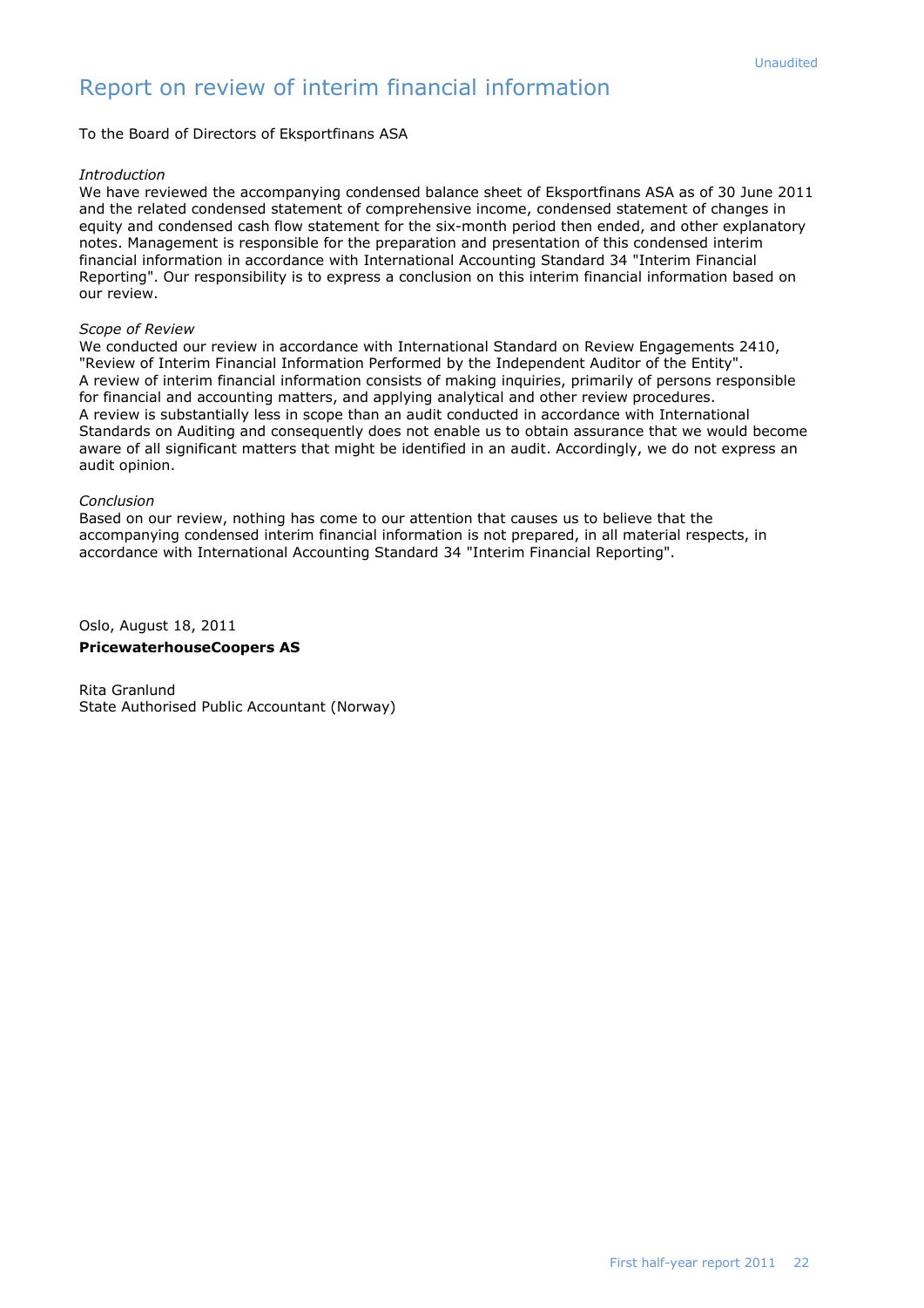Unaudited

# Report on review of interim financial information

To the Board of Directors of Eksportfinans ASA

*Introduction*

We have reviewed the accompanying condensed balance sheet of Eksportfinans ASA as of 30 June 2011 and the related condensed statement of comprehensive income, condensed statement of changes in equity and condensed cash flow statement for the six-month period then ended, and other explanatory notes. Management is responsible for the preparation and presentation of this condensed interim financial information in accordance with International Accounting Standard 34 "Interim Financial Reporting". Our responsibility is to express a conclusion on this interim financial information based on our review.

*Scope of Review*

We conducted our review in accordance with International Standard on Review Engagements 2410, "Review of Interim Financial Information Performed by the Independent Auditor of the Entity". A review of interim financial information consists of making inquiries, primarily of persons responsible for financial and accounting matters, and applying analytical and other review procedures. A review is substantially less in scope than an audit conducted in accordance with International Standards on Auditing and consequently does not enable us to obtain assurance that we would become aware of all significant matters that might be identified in an audit. Accordingly, we do not express an audit opinion.

*Conclusion*

Based on our review, nothing has come to our attention that causes us to believe that the accompanying condensed interim financial information is not prepared, in all material respects, in accordance with International Accounting Standard 34 "Interim Financial Reporting".

Oslo, August 18, 2011

**PricewaterhouseCoopers AS**

Rita Granlund
State Authorised Public Accountant (Norway)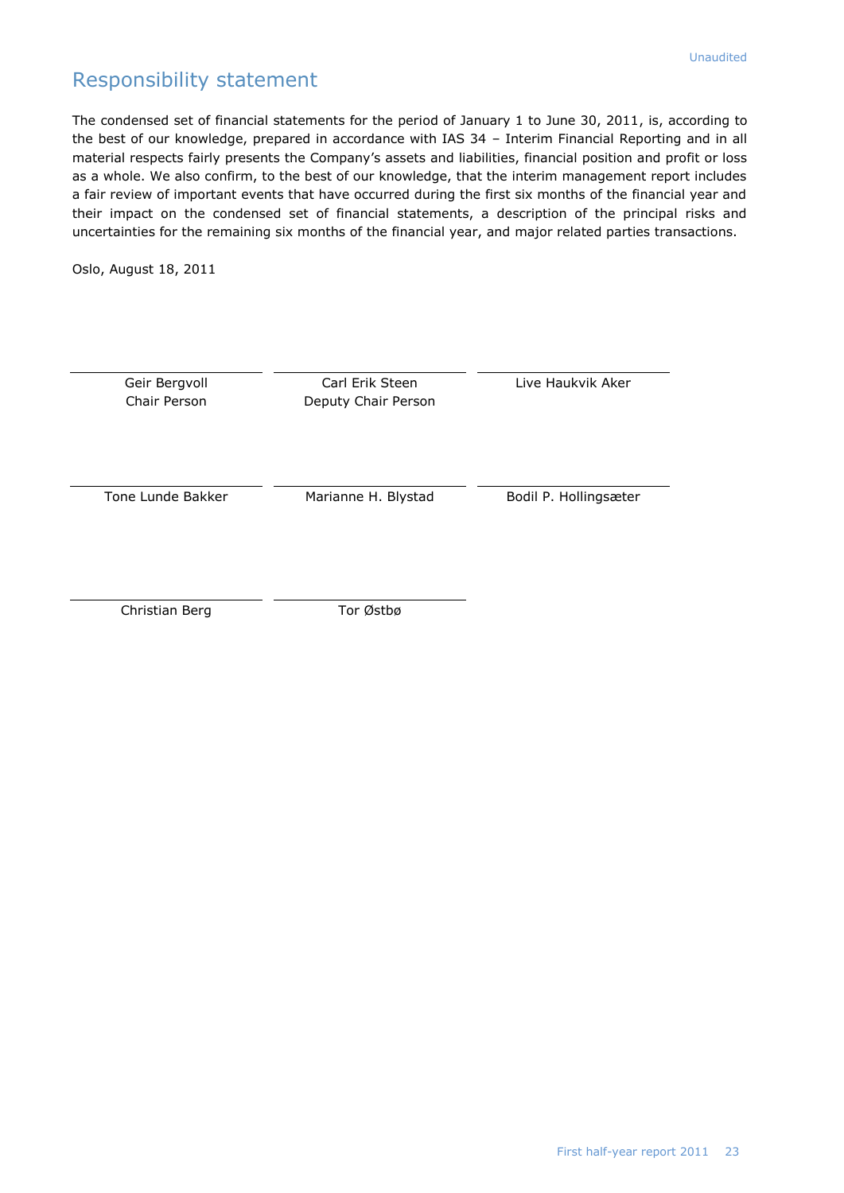Unaudited

# Responsibility statement

The condensed set of financial statements for the period of January 1 to June 30, 2011, is, according to the best of our knowledge, prepared in accordance with IAS 34 – Interim Financial Reporting and in all material respects fairly presents the Company's assets and liabilities, financial position and profit or loss as a whole. We also confirm, to the best of our knowledge, that the interim management report includes a fair review of important events that have occurred during the first six months of the financial year and their impact on the condensed set of financial statements, a description of the principal risks and uncertainties for the remaining six months of the financial year, and major related parties transactions.

Oslo, August 18, 2011

| | | |
|---|---|---|
| Geir Bergvoll<br>Chair Person | Carl Erik Steen<br>Deputy Chair Person | Live Haukvik Aker |
| Tone Lunde Bakker | Marianne H. Blystad | Bodil P. Hollingsæter |
| Christian Berg | Tor Østbø | |